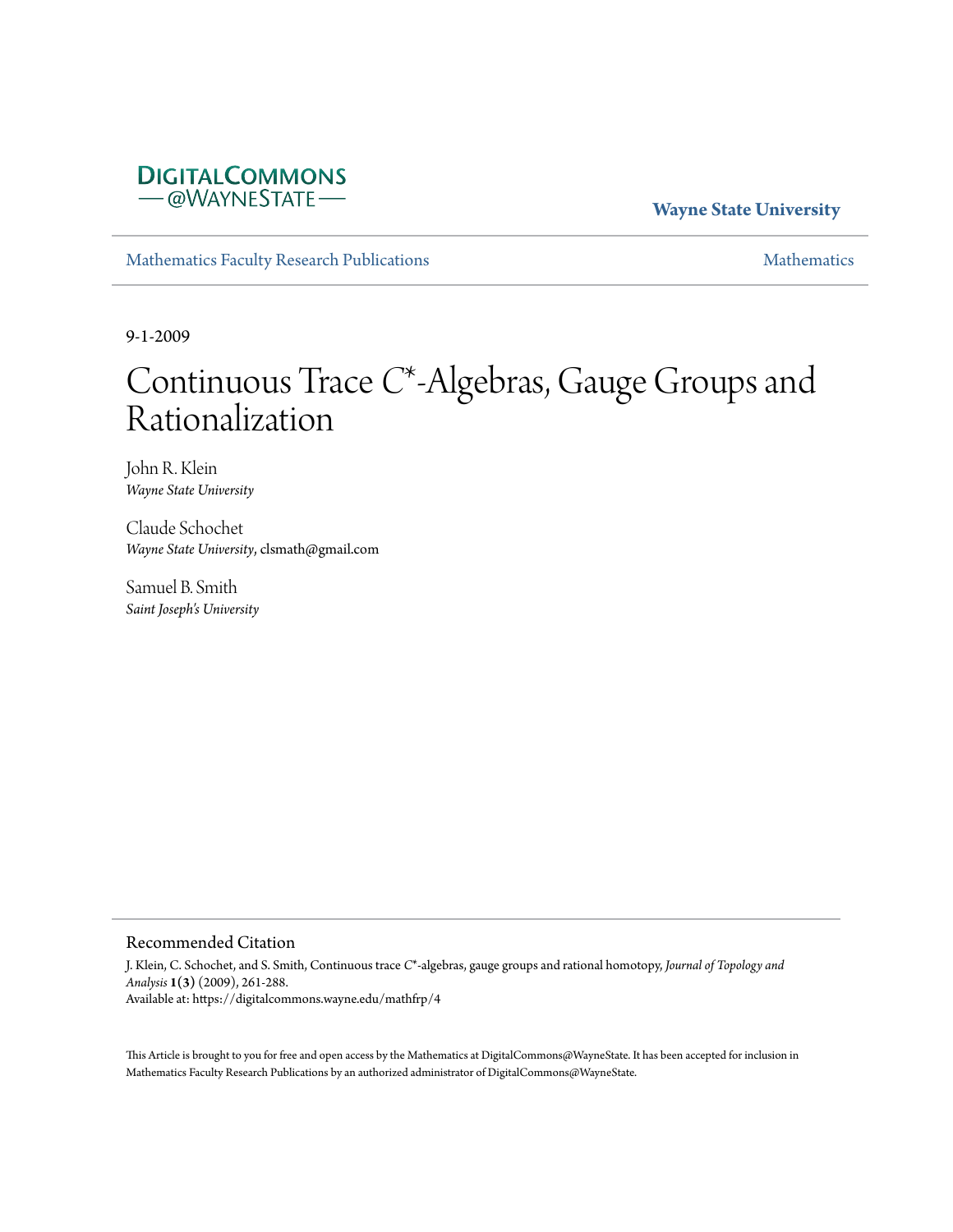DIGITALCOMMONS
— @WAYNESTATE —

**Wayne State University**

Mathematics Faculty Research Publications

Mathematics

9-1-2009

# Continuous Trace $C^*$-Algebras, Gauge Groups and Rationalization

John R. Klein
*Wayne State University*

Claude Schochet
*Wayne State University*, clsmath@gmail.com

Samuel B. Smith
*Saint Joseph's University*

## Recommended Citation

J. Klein, C. Schochet, and S. Smith, Continuous trace $C^*$-algebras, gauge groups and rational homotopy, *Journal of Topology and Analysis* **1(3)** (2009), 261-288.
Available at: https://digitalcommons.wayne.edu/mathfrp/4

This Article is brought to you for free and open access by the Mathematics at DigitalCommons@WayneState. It has been accepted for inclusion in Mathematics Faculty Research Publications by an authorized administrator of DigitalCommons@WayneState.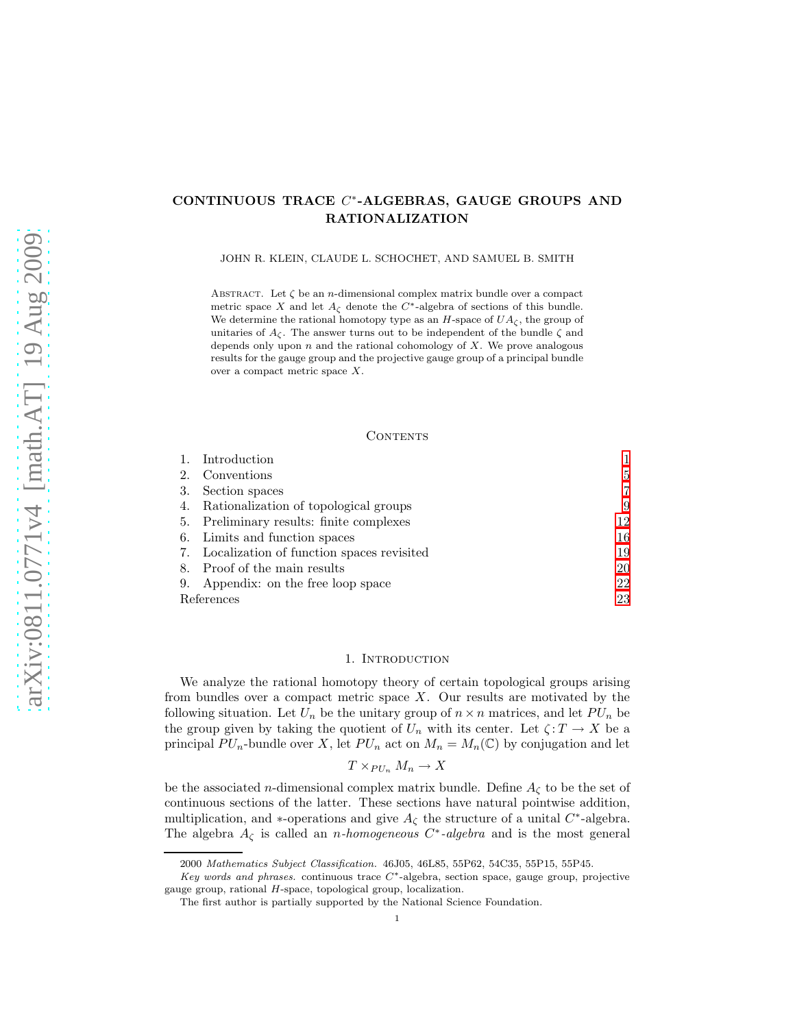CONTINUOUS TRACE $C^*$-ALGEBRAS, GAUGE GROUPS AND RATIONALIZATION

JOHN R. KLEIN, CLAUDE L. SCHOCHET, AND SAMUEL B. SMITH

Abstract. Let $\zeta$ be an $n$-dimensional complex matrix bundle over a compact metric space $X$ and let $A_\zeta$ denote the $C^*$-algebra of sections of this bundle. We determine the rational homotopy type as an $H$-space of $UA_\zeta$, the group of unitaries of $A_\zeta$. The answer turns out to be independent of the bundle $\zeta$ and depends only upon $n$ and the rational cohomology of $X$. We prove analogous results for the gauge group and the projective gauge group of a principal bundle over a compact metric space $X$.

Contents

1. Introduction 1
2. Conventions 5
3. Section spaces 7
4. Rationalization of topological groups 9
5. Preliminary results: finite complexes 12
6. Limits and function spaces 16
7. Localization of function spaces revisited 19
8. Proof of the main results 20
9. Appendix: on the free loop space 22

References 23

## 1. Introduction

We analyze the rational homotopy theory of certain topological groups arising from bundles over a compact metric space $X$. Our results are motivated by the following situation. Let $U_n$ be the unitary group of $n \times n$ matrices, and let $PU_n$ be the group given by taking the quotient of $U_n$ with its center. Let $\zeta : T \to X$ be a principal $PU_n$-bundle over $X$, let $PU_n$ act on $M_n = M_n(\mathbb{C})$ by conjugation and let

$$T \times_{PU_n} M_n \to X$$

be the associated $n$-dimensional complex matrix bundle. Define $A_\zeta$ to be the set of continuous sections of the latter. These sections have natural pointwise addition, multiplication, and $*$-operations and give $A_\zeta$ the structure of a unital $C^*$-algebra. The algebra $A_\zeta$ is called an *$n$-homogeneous $C^*$-algebra* and is the most general

2000 *Mathematics Subject Classification.* 46J05, 46L85, 55P62, 54C35, 55P15, 55P45.

*Key words and phrases.* continuous trace $C^*$-algebra, section space, gauge group, projective gauge group, rational $H$-space, topological group, localization.

The first author is partially supported by the National Science Foundation.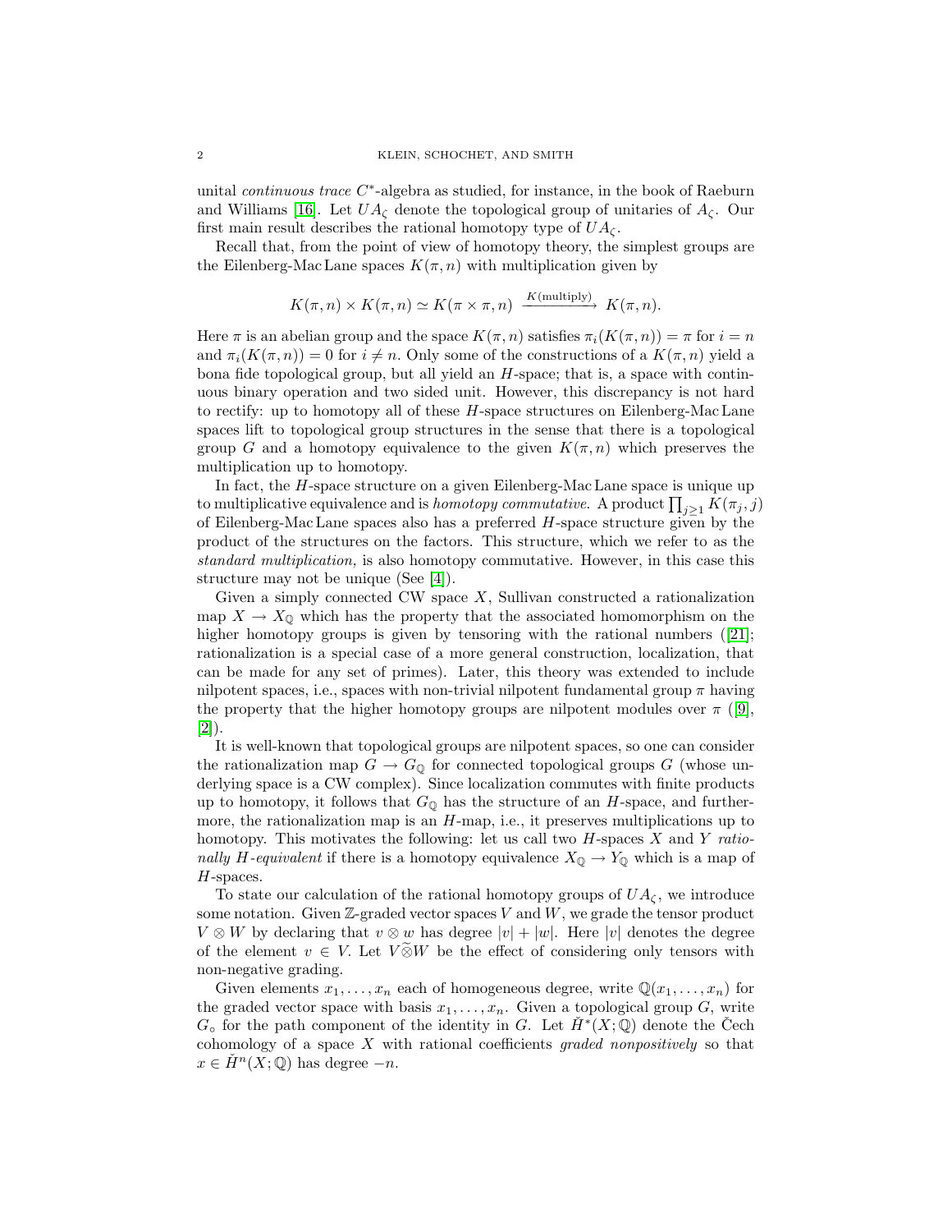unital *continuous trace* $C^*$-algebra as studied, for instance, in the book of Raeburn and Williams [16]. Let $UA_\zeta$ denote the topological group of unitaries of $A_\zeta$. Our first main result describes the rational homotopy type of $UA_\zeta$.

Recall that, from the point of view of homotopy theory, the simplest groups are the Eilenberg-Mac Lane spaces $K(\pi, n)$ with multiplication given by

$$K(\pi, n) \times K(\pi, n) \simeq K(\pi \times \pi, n) \xrightarrow{K(\text{multiply})} K(\pi, n).$$

Here $\pi$ is an abelian group and the space $K(\pi, n)$ satisfies $\pi_i(K(\pi, n)) = \pi$ for $i = n$ and $\pi_i(K(\pi, n)) = 0$ for $i \neq n$. Only some of the constructions of a $K(\pi, n)$ yield a bona fide topological group, but all yield an $H$-space; that is, a space with continuous binary operation and two sided unit. However, this discrepancy is not hard to rectify: up to homotopy all of these $H$-space structures on Eilenberg-Mac Lane spaces lift to topological group structures in the sense that there is a topological group $G$ and a homotopy equivalence to the given $K(\pi, n)$ which preserves the multiplication up to homotopy.

In fact, the $H$-space structure on a given Eilenberg-Mac Lane space is unique up to multiplicative equivalence and is *homotopy commutative*. A product $\prod_{j \geq 1} K(\pi_j, j)$ of Eilenberg-Mac Lane spaces also has a preferred $H$-space structure given by the product of the structures on the factors. This structure, which we refer to as the *standard multiplication,* is also homotopy commutative. However, in this case this structure may not be unique (See [4]).

Given a simply connected CW space $X$, Sullivan constructed a rationalization map $X \to X_\mathbb{Q}$ which has the property that the associated homomorphism on the higher homotopy groups is given by tensoring with the rational numbers ([21]; rationalization is a special case of a more general construction, localization, that can be made for any set of primes). Later, this theory was extended to include nilpotent spaces, i.e., spaces with non-trivial nilpotent fundamental group $\pi$ having the property that the higher homotopy groups are nilpotent modules over $\pi$ ([9], [2]).

It is well-known that topological groups are nilpotent spaces, so one can consider the rationalization map $G \to G_\mathbb{Q}$ for connected topological groups $G$ (whose underlying space is a CW complex). Since localization commutes with finite products up to homotopy, it follows that $G_\mathbb{Q}$ has the structure of an $H$-space, and furthermore, the rationalization map is an $H$-map, i.e., it preserves multiplications up to homotopy. This motivates the following: let us call two $H$-spaces $X$ and $Y$ *rationally $H$-equivalent* if there is a homotopy equivalence $X_\mathbb{Q} \to Y_\mathbb{Q}$ which is a map of $H$-spaces.

To state our calculation of the rational homotopy groups of $UA_\zeta$, we introduce some notation. Given $\mathbb{Z}$-graded vector spaces $V$ and $W$, we grade the tensor product $V \otimes W$ by declaring that $v \otimes w$ has degree $|v| + |w|$. Here $|v|$ denotes the degree of the element $v \in V$. Let $V \widetilde{\otimes} W$ be the effect of considering only tensors with non-negative grading.

Given elements $x_1, \ldots, x_n$ each of homogeneous degree, write $\mathbb{Q}(x_1, \ldots, x_n)$ for the graded vector space with basis $x_1, \ldots, x_n$. Given a topological group $G$, write $G_\circ$ for the path component of the identity in $G$. Let $\check{H}^*(X; \mathbb{Q})$ denote the Čech cohomology of a space $X$ with rational coefficients *graded nonpositively* so that $x \in \check{H}^n(X; \mathbb{Q})$ has degree $-n$.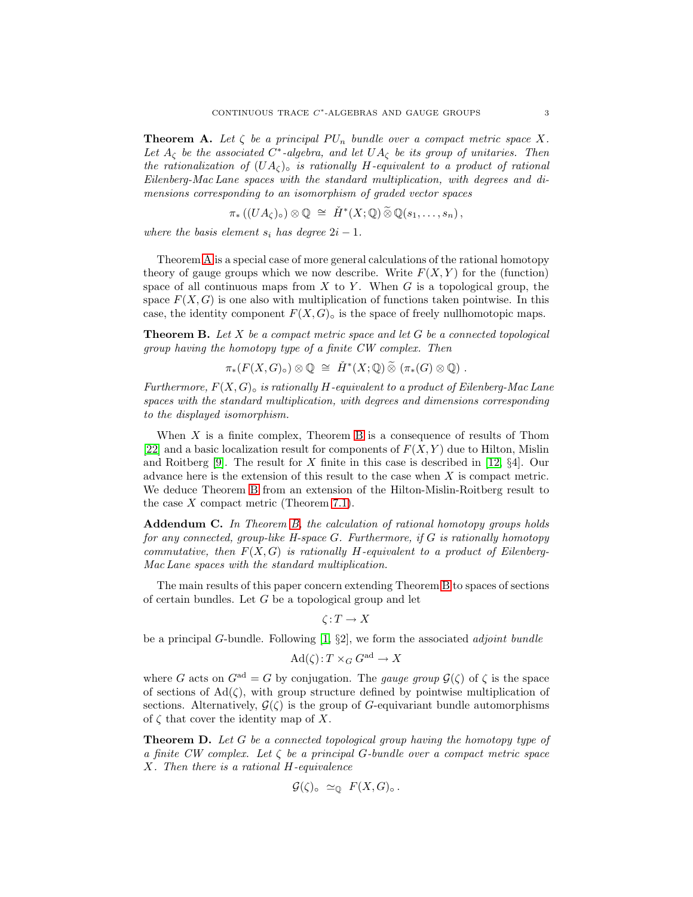**Theorem A.** *Let $\zeta$ be a principal $PU_n$ bundle over a compact metric space $X$. Let $A_\zeta$ be the associated $C^*$-algebra, and let $UA_\zeta$ be its group of unitaries. Then the rationalization of $(UA_\zeta)_\circ$ is rationally $H$-equivalent to a product of rational Eilenberg-Mac Lane spaces with the standard multiplication, with degrees and dimensions corresponding to an isomorphism of graded vector spaces*

$$\pi_*\left((UA_\zeta)_\circ\right) \otimes \mathbb{Q} \;\cong\; \check{H}^*(X;\mathbb{Q}) \,\widetilde{\otimes}\, \mathbb{Q}(s_1, \ldots, s_n)\,,$$

*where the basis element $s_i$ has degree $2i-1$.*

Theorem A is a special case of more general calculations of the rational homotopy theory of gauge groups which we now describe. Write $F(X,Y)$ for the (function) space of all continuous maps from $X$ to $Y$. When $G$ is a topological group, the space $F(X,G)$ is one also with multiplication of functions taken pointwise. In this case, the identity component $F(X,G)_\circ$ is the space of freely nullhomotopic maps.

**Theorem B.** *Let $X$ be a compact metric space and let $G$ be a connected topological group having the homotopy type of a finite CW complex. Then*

$$\pi_*(F(X,G)_\circ) \otimes \mathbb{Q} \;\cong\; \check{H}^*(X;\mathbb{Q}) \,\widetilde{\otimes}\, \left(\pi_*(G) \otimes \mathbb{Q}\right).$$

*Furthermore, $F(X,G)_\circ$ is rationally $H$-equivalent to a product of Eilenberg-Mac Lane spaces with the standard multiplication, with degrees and dimensions corresponding to the displayed isomorphism.*

When $X$ is a finite complex, Theorem B is a consequence of results of Thom [22] and a basic localization result for components of $F(X,Y)$ due to Hilton, Mislin and Roitberg [9]. The result for $X$ finite in this case is described in [12, §4]. Our advance here is the extension of this result to the case when $X$ is compact metric. We deduce Theorem B from an extension of the Hilton-Mislin-Roitberg result to the case $X$ compact metric (Theorem 7.1).

**Addendum C.** *In Theorem B, the calculation of rational homotopy groups holds for any connected, group-like $H$-space $G$. Furthermore, if $G$ is rationally homotopy commutative, then $F(X,G)$ is rationally $H$-equivalent to a product of Eilenberg-Mac Lane spaces with the standard multiplication.*

The main results of this paper concern extending Theorem B to spaces of sections of certain bundles. Let $G$ be a topological group and let

$$\zeta\colon T \to X$$

be a principal $G$-bundle. Following [1, §2], we form the associated *adjoint bundle*

$$\mathrm{Ad}(\zeta)\colon T \times_G G^{\mathrm{ad}} \to X$$

where $G$ acts on $G^{\mathrm{ad}} = G$ by conjugation. The *gauge group* $\mathcal{G}(\zeta)$ of $\zeta$ is the space of sections of $\mathrm{Ad}(\zeta)$, with group structure defined by pointwise multiplication of sections. Alternatively, $\mathcal{G}(\zeta)$ is the group of $G$-equivariant bundle automorphisms of $\zeta$ that cover the identity map of $X$.

**Theorem D.** *Let $G$ be a connected topological group having the homotopy type of a finite CW complex. Let $\zeta$ be a principal $G$-bundle over a compact metric space $X$. Then there is a rational $H$-equivalence*

$$\mathcal{G}(\zeta)_\circ \;\simeq_{\mathbb{Q}}\; F(X,G)_\circ\,.$$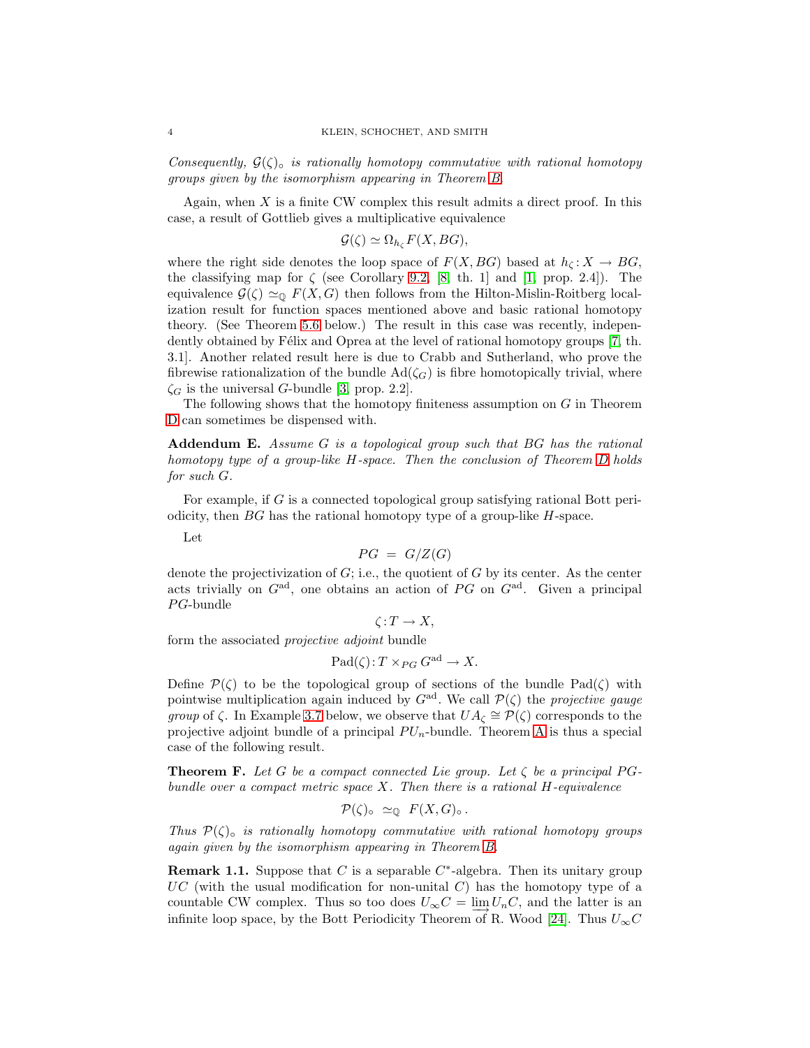*Consequently, $\mathcal{G}(\zeta)_\circ$ is rationally homotopy commutative with rational homotopy groups given by the isomorphism appearing in Theorem B.*

Again, when $X$ is a finite CW complex this result admits a direct proof. In this case, a result of Gottlieb gives a multiplicative equivalence

$$\mathcal{G}(\zeta) \simeq \Omega_{h_\zeta} F(X, BG),$$

where the right side denotes the loop space of $F(X, BG)$ based at $h_\zeta \colon X \to BG$, the classifying map for $\zeta$ (see Corollary 9.2, [8, th. 1] and [1, prop. 2.4]). The equivalence $\mathcal{G}(\zeta) \simeq_{\mathbb{Q}} F(X, G)$ then follows from the Hilton-Mislin-Roitberg localization result for function spaces mentioned above and basic rational homotopy theory. (See Theorem 5.6 below.) The result in this case was recently, independently obtained by Félix and Oprea at the level of rational homotopy groups [7, th. 3.1]. Another related result here is due to Crabb and Sutherland, who prove the fibrewise rationalization of the bundle $\mathrm{Ad}(\zeta_G)$ is fibre homotopically trivial, where $\zeta_G$ is the universal $G$-bundle [3, prop. 2.2].

The following shows that the homotopy finiteness assumption on $G$ in Theorem D can sometimes be dispensed with.

**Addendum E.** *Assume $G$ is a topological group such that $BG$ has the rational homotopy type of a group-like $H$-space. Then the conclusion of Theorem D holds for such $G$.*

For example, if $G$ is a connected topological group satisfying rational Bott periodicity, then $BG$ has the rational homotopy type of a group-like $H$-space.

Let

$$PG \;=\; G/Z(G)$$

denote the projectivization of $G$; i.e., the quotient of $G$ by its center. As the center acts trivially on $G^{\mathrm{ad}}$, one obtains an action of $PG$ on $G^{\mathrm{ad}}$. Given a principal $PG$-bundle

$$\zeta \colon T \to X,$$

form the associated *projective adjoint* bundle

$$\mathrm{Pad}(\zeta) \colon T \times_{PG} G^{\mathrm{ad}} \to X.$$

Define $\mathcal{P}(\zeta)$ to be the topological group of sections of the bundle $\mathrm{Pad}(\zeta)$ with pointwise multiplication again induced by $G^{\mathrm{ad}}$. We call $\mathcal{P}(\zeta)$ the *projective gauge group* of $\zeta$. In Example 3.7 below, we observe that $UA_\zeta \cong \mathcal{P}(\zeta)$ corresponds to the projective adjoint bundle of a principal $PU_n$-bundle. Theorem A is thus a special case of the following result.

**Theorem F.** *Let $G$ be a compact connected Lie group. Let $\zeta$ be a principal $PG$-bundle over a compact metric space $X$. Then there is a rational $H$-equivalence*

$$\mathcal{P}(\zeta)_\circ \;\simeq_{\mathbb{Q}}\; F(X, G)_\circ\,.$$

*Thus $\mathcal{P}(\zeta)_\circ$ is rationally homotopy commutative with rational homotopy groups again given by the isomorphism appearing in Theorem B.*

**Remark 1.1.** Suppose that $C$ is a separable $C^*$-algebra. Then its unitary group $UC$ (with the usual modification for non-unital $C$) has the homotopy type of a countable CW complex. Thus so too does $U_\infty C = \varinjlim U_n C$, and the latter is an infinite loop space, by the Bott Periodicity Theorem of R. Wood [24]. Thus $U_\infty C$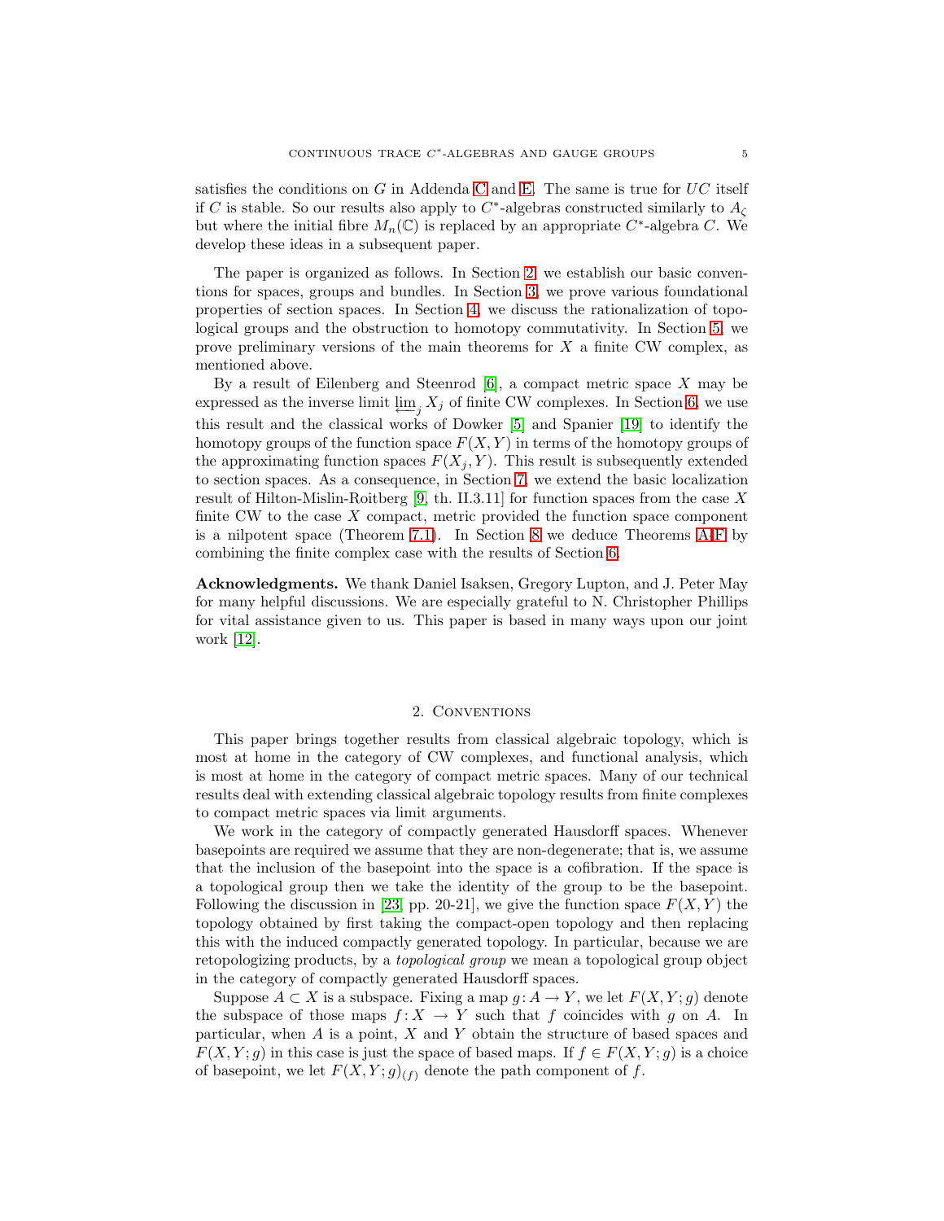satisfies the conditions on $G$ in Addenda C and E. The same is true for $UC$ itself if $C$ is stable. So our results also apply to $C^*$-algebras constructed similarly to $A_\zeta$ but where the initial fibre $M_n(\mathbb{C})$ is replaced by an appropriate $C^*$-algebra $C$. We develop these ideas in a subsequent paper.

The paper is organized as follows. In Section 2, we establish our basic conventions for spaces, groups and bundles. In Section 3, we prove various foundational properties of section spaces. In Section 4, we discuss the rationalization of topological groups and the obstruction to homotopy commutativity. In Section 5, we prove preliminary versions of the main theorems for $X$ a finite CW complex, as mentioned above.

By a result of Eilenberg and Steenrod [6], a compact metric space $X$ may be expressed as the inverse limit $\varprojlim_j X_j$ of finite CW complexes. In Section 6, we use this result and the classical works of Dowker [5] and Spanier [19] to identify the homotopy groups of the function space $F(X, Y)$ in terms of the homotopy groups of the approximating function spaces $F(X_j, Y)$. This result is subsequently extended to section spaces. As a consequence, in Section 7, we extend the basic localization result of Hilton-Mislin-Roitberg [9, th. II.3.11] for function spaces from the case $X$ finite CW to the case $X$ compact, metric provided the function space component is a nilpotent space (Theorem 7.1). In Section 8 we deduce Theorems A–F by combining the finite complex case with the results of Section 6.

**Acknowledgments.** We thank Daniel Isaksen, Gregory Lupton, and J. Peter May for many helpful discussions. We are especially grateful to N. Christopher Phillips for vital assistance given to us. This paper is based in many ways upon our joint work [12].

## 2. Conventions

This paper brings together results from classical algebraic topology, which is most at home in the category of CW complexes, and functional analysis, which is most at home in the category of compact metric spaces. Many of our technical results deal with extending classical algebraic topology results from finite complexes to compact metric spaces via limit arguments.

We work in the category of compactly generated Hausdorff spaces. Whenever basepoints are required we assume that they are non-degenerate; that is, we assume that the inclusion of the basepoint into the space is a cofibration. If the space is a topological group then we take the identity of the group to be the basepoint. Following the discussion in [23, pp. 20-21], we give the function space $F(X, Y)$ the topology obtained by first taking the compact-open topology and then replacing this with the induced compactly generated topology. In particular, because we are retopologizing products, by a *topological group* we mean a topological group object in the category of compactly generated Hausdorff spaces.

Suppose $A \subset X$ is a subspace. Fixing a map $g\colon A \to Y$, we let $F(X, Y; g)$ denote the subspace of those maps $f\colon X \to Y$ such that $f$ coincides with $g$ on $A$. In particular, when $A$ is a point, $X$ and $Y$ obtain the structure of based spaces and $F(X, Y; g)$ in this case is just the space of based maps. If $f \in F(X, Y; g)$ is a choice of basepoint, we let $F(X, Y; g)_{(f)}$ denote the path component of $f$.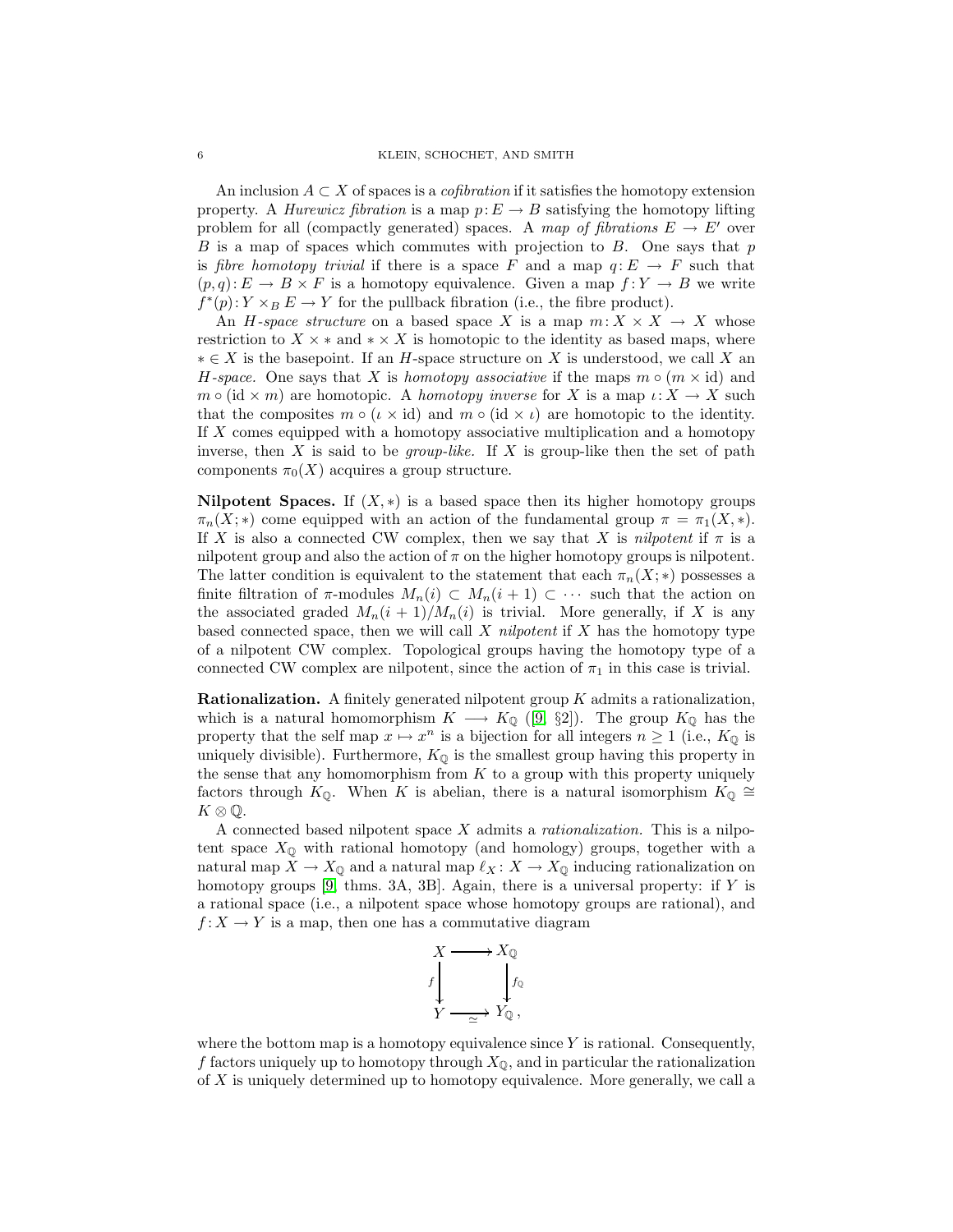An inclusion $A \subset X$ of spaces is a *cofibration* if it satisfies the homotopy extension property. A *Hurewicz fibration* is a map $p\colon E \to B$ satisfying the homotopy lifting problem for all (compactly generated) spaces. A *map of fibrations* $E \to E'$ over $B$ is a map of spaces which commutes with projection to $B$. One says that $p$ is *fibre homotopy trivial* if there is a space $F$ and a map $q\colon E \to F$ such that $(p, q)\colon E \to B \times F$ is a homotopy equivalence. Given a map $f\colon Y \to B$ we write $f^*(p)\colon Y \times_B E \to Y$ for the pullback fibration (i.e., the fibre product).

An *H-space structure* on a based space $X$ is a map $m\colon X \times X \to X$ whose restriction to $X \times *$ and $* \times X$ is homotopic to the identity as based maps, where $* \in X$ is the basepoint. If an $H$-space structure on $X$ is understood, we call $X$ an *H-space.* One says that $X$ is *homotopy associative* if the maps $m \circ (m \times \mathrm{id})$ and $m \circ (\mathrm{id} \times m)$ are homotopic. A *homotopy inverse* for $X$ is a map $\iota\colon X \to X$ such that the composites $m \circ (\iota \times \mathrm{id})$ and $m \circ (\mathrm{id} \times \iota)$ are homotopic to the identity. If $X$ comes equipped with a homotopy associative multiplication and a homotopy inverse, then $X$ is said to be *group-like.* If $X$ is group-like then the set of path components $\pi_0(X)$ acquires a group structure.

**Nilpotent Spaces.** If $(X, *)$ is a based space then its higher homotopy groups $\pi_n(X; *)$ come equipped with an action of the fundamental group $\pi = \pi_1(X, *)$. If $X$ is also a connected CW complex, then we say that $X$ is *nilpotent* if $\pi$ is a nilpotent group and also the action of $\pi$ on the higher homotopy groups is nilpotent. The latter condition is equivalent to the statement that each $\pi_n(X; *)$ possesses a finite filtration of $\pi$-modules $M_n(i) \subset M_n(i+1) \subset \cdots$ such that the action on the associated graded $M_n(i+1)/M_n(i)$ is trivial. More generally, if $X$ is any based connected space, then we will call $X$ *nilpotent* if $X$ has the homotopy type of a nilpotent CW complex. Topological groups having the homotopy type of a connected CW complex are nilpotent, since the action of $\pi_1$ in this case is trivial.

**Rationalization.** A finitely generated nilpotent group $K$ admits a rationalization, which is a natural homomorphism $K \longrightarrow K_{\mathbb{Q}}$ ([9, §2]). The group $K_{\mathbb{Q}}$ has the property that the self map $x \mapsto x^n$ is a bijection for all integers $n \geq 1$ (i.e., $K_{\mathbb{Q}}$ is uniquely divisible). Furthermore, $K_{\mathbb{Q}}$ is the smallest group having this property in the sense that any homomorphism from $K$ to a group with this property uniquely factors through $K_{\mathbb{Q}}$. When $K$ is abelian, there is a natural isomorphism $K_{\mathbb{Q}} \cong K \otimes \mathbb{Q}$.

A connected based nilpotent space $X$ admits a *rationalization.* This is a nilpotent space $X_{\mathbb{Q}}$ with rational homotopy (and homology) groups, together with a natural map $X \to X_{\mathbb{Q}}$ and a natural map $\ell_X\colon X \to X_{\mathbb{Q}}$ inducing rationalization on homotopy groups [9, thms. 3A, 3B]. Again, there is a universal property: if $Y$ is a rational space (i.e., a nilpotent space whose homotopy groups are rational), and $f\colon X \to Y$ is a map, then one has a commutative diagram

$$
\begin{array}{ccc}
X & \longrightarrow & X_{\mathbb{Q}} \\
{\scriptstyle f}\big\downarrow & & \big\downarrow{\scriptstyle f_{\mathbb{Q}}} \\
Y & \xrightarrow[\simeq]{} & Y_{\mathbb{Q}},
\end{array}
$$

where the bottom map is a homotopy equivalence since $Y$ is rational. Consequently, $f$ factors uniquely up to homotopy through $X_{\mathbb{Q}}$, and in particular the rationalization of $X$ is uniquely determined up to homotopy equivalence. More generally, we call a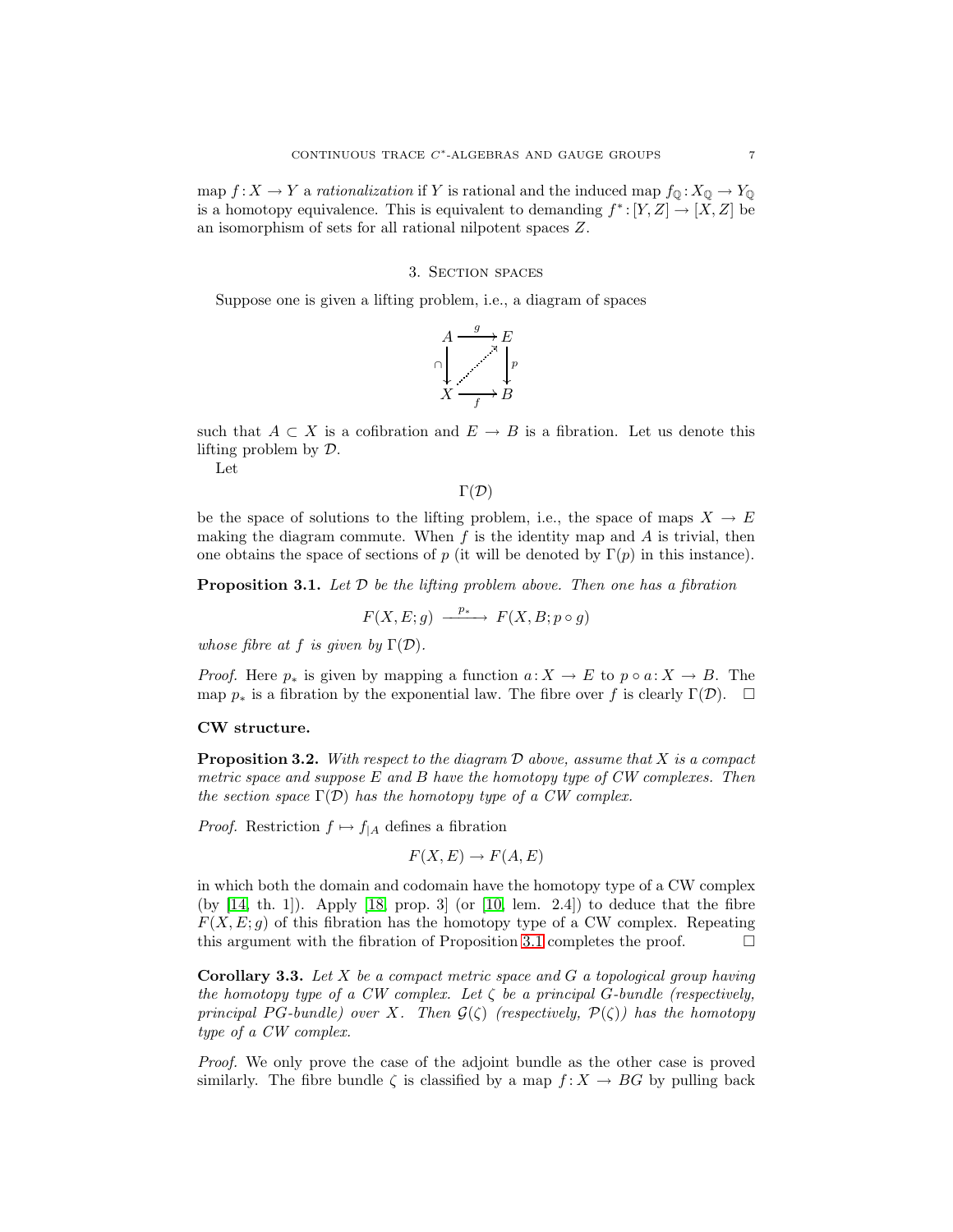map $f: X \to Y$ a *rationalization* if $Y$ is rational and the induced map $f_{\mathbb{Q}}: X_{\mathbb{Q}} \to Y_{\mathbb{Q}}$ is a homotopy equivalence. This is equivalent to demanding $f^*: [Y, Z] \to [X, Z]$ be an isomorphism of sets for all rational nilpotent spaces $Z$.

## 3. Section spaces

Suppose one is given a lifting problem, i.e., a diagram of spaces

$$\begin{array}{ccc} A & \xrightarrow{g} & E \\ \cap\downarrow & \nearrow & \downarrow p \\ X & \xrightarrow[f]{} & B \end{array}$$

such that $A \subset X$ is a cofibration and $E \to B$ is a fibration. Let us denote this lifting problem by $\mathcal{D}$.

Let

$$\Gamma(\mathcal{D})$$

be the space of solutions to the lifting problem, i.e., the space of maps $X \to E$ making the diagram commute. When $f$ is the identity map and $A$ is trivial, then one obtains the space of sections of $p$ (it will be denoted by $\Gamma(p)$ in this instance).

**Proposition 3.1.** *Let $\mathcal{D}$ be the lifting problem above. Then one has a fibration*

$$F(X, E; g) \xrightarrow{p_*} F(X, B; p \circ g)$$

*whose fibre at $f$ is given by $\Gamma(\mathcal{D})$.*

*Proof.* Here $p_*$ is given by mapping a function $a: X \to E$ to $p \circ a: X \to B$. The map $p_*$ is a fibration by the exponential law. The fibre over $f$ is clearly $\Gamma(\mathcal{D})$. □

**CW structure.**

**Proposition 3.2.** *With respect to the diagram $\mathcal{D}$ above, assume that $X$ is a compact metric space and suppose $E$ and $B$ have the homotopy type of CW complexes. Then the section space $\Gamma(\mathcal{D})$ has the homotopy type of a CW complex.*

*Proof.* Restriction $f \mapsto f_{|A}$ defines a fibration

$$F(X, E) \to F(A, E)$$

in which both the domain and codomain have the homotopy type of a CW complex (by [14, th. 1]). Apply [18, prop. 3] (or [10, lem. 2.4]) to deduce that the fibre $F(X, E; g)$ of this fibration has the homotopy type of a CW complex. Repeating this argument with the fibration of Proposition 3.1 completes the proof. □

**Corollary 3.3.** *Let $X$ be a compact metric space and $G$ a topological group having the homotopy type of a CW complex. Let $\zeta$ be a principal $G$-bundle (respectively, principal $PG$-bundle) over $X$. Then $\mathcal{G}(\zeta)$ (respectively, $\mathcal{P}(\zeta)$) has the homotopy type of a CW complex.*

*Proof.* We only prove the case of the adjoint bundle as the other case is proved similarly. The fibre bundle $\zeta$ is classified by a map $f: X \to BG$ by pulling back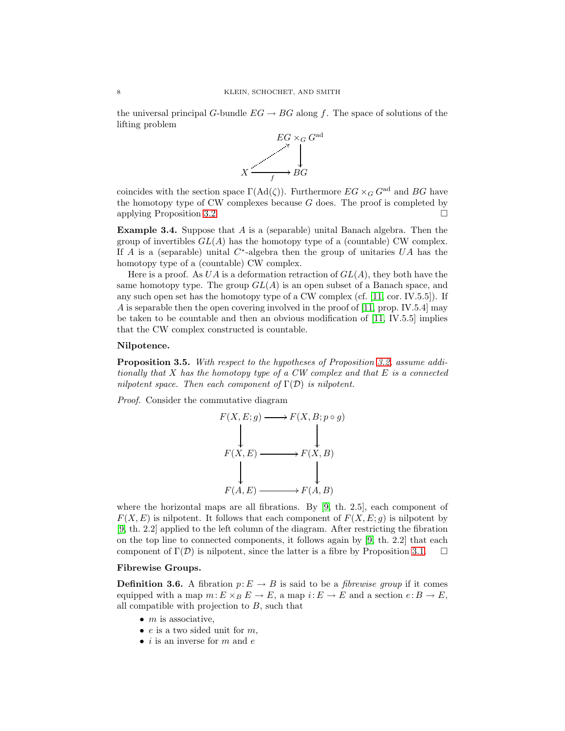the universal principal $G$-bundle $EG \to BG$ along $f$. The space of solutions of the lifting problem

$$
\begin{array}{ccc}
 & & EG \times_G G^{\mathrm{ad}} \\
 & \nearrow & \downarrow \\
X & \xrightarrow{f} & BG
\end{array}
$$

coincides with the section space $\Gamma(\mathrm{Ad}(\zeta))$. Furthermore $EG \times_G G^{\mathrm{ad}}$ and $BG$ have the homotopy type of CW complexes because $G$ does. The proof is completed by applying Proposition 3.2. $\square$

**Example 3.4.** Suppose that $A$ is a (separable) unital Banach algebra. Then the group of invertibles $GL(A)$ has the homotopy type of a (countable) CW complex. If $A$ is a (separable) unital $C^*$-algebra then the group of unitaries $UA$ has the homotopy type of a (countable) CW complex.

Here is a proof. As $UA$ is a deformation retraction of $GL(A)$, they both have the same homotopy type. The group $GL(A)$ is an open subset of a Banach space, and any such open set has the homotopy type of a CW complex (cf. [11, cor. IV.5.5]). If $A$ is separable then the open covering involved in the proof of [11, prop. IV.5.4] may be taken to be countable and then an obvious modification of [11, IV.5.5] implies that the CW complex constructed is countable.

**Nilpotence.**

**Proposition 3.5.** *With respect to the hypotheses of Proposition 3.2, assume additionally that $X$ has the homotopy type of a CW complex and that $E$ is a connected nilpotent space. Then each component of $\Gamma(\mathcal{D})$ is nilpotent.*

*Proof.* Consider the commutative diagram

$$
\begin{array}{ccc}
F(X,E;g) & \longrightarrow & F(X,B;p\circ g) \\
\downarrow & & \downarrow \\
F(X,E) & \longrightarrow & F(X,B) \\
\downarrow & & \downarrow \\
F(A,E) & \longrightarrow & F(A,B)
\end{array}
$$

where the horizontal maps are all fibrations. By [9, th. 2.5], each component of $F(X,E)$ is nilpotent. It follows that each component of $F(X,E;g)$ is nilpotent by [9, th. 2.2] applied to the left column of the diagram. After restricting the fibration on the top line to connected components, it follows again by [9, th. 2.2] that each component of $\Gamma(\mathcal{D})$ is nilpotent, since the latter is a fibre by Proposition 3.1. $\square$

**Fibrewise Groups.**

**Definition 3.6.** A fibration $p\colon E \to B$ is said to be a *fibrewise group* if it comes equipped with a map $m\colon E \times_B E \to E$, a map $i\colon E \to E$ and a section $e\colon B \to E$, all compatible with projection to $B$, such that

- $m$ is associative,
- $e$ is a two sided unit for $m$,
- $i$ is an inverse for $m$ and $e$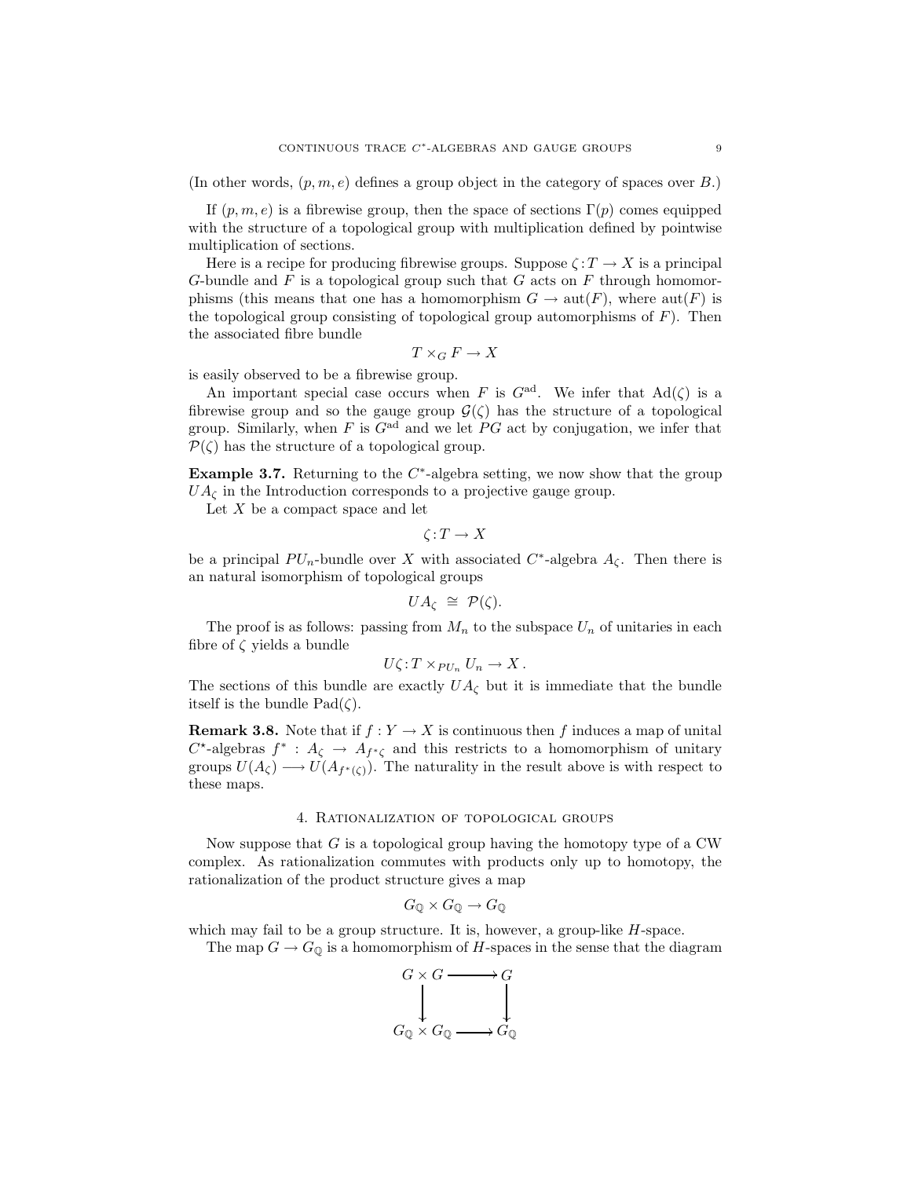(In other words, $(p, m, e)$ defines a group object in the category of spaces over $B$.)

If $(p, m, e)$ is a fibrewise group, then the space of sections $\Gamma(p)$ comes equipped with the structure of a topological group with multiplication defined by pointwise multiplication of sections.

Here is a recipe for producing fibrewise groups. Suppose $\zeta\colon T \to X$ is a principal $G$-bundle and $F$ is a topological group such that $G$ acts on $F$ through homomorphisms (this means that one has a homomorphism $G \to \mathrm{aut}(F)$, where $\mathrm{aut}(F)$ is the topological group consisting of topological group automorphisms of $F$). Then the associated fibre bundle

$$T \times_G F \to X$$

is easily observed to be a fibrewise group.

An important special case occurs when $F$ is $G^{\mathrm{ad}}$. We infer that $\mathrm{Ad}(\zeta)$ is a fibrewise group and so the gauge group $\mathcal{G}(\zeta)$ has the structure of a topological group. Similarly, when $F$ is $G^{\mathrm{ad}}$ and we let $PG$ act by conjugation, we infer that $\mathcal{P}(\zeta)$ has the structure of a topological group.

**Example 3.7.** Returning to the $C^*$-algebra setting, we now show that the group $UA_\zeta$ in the Introduction corresponds to a projective gauge group.

Let $X$ be a compact space and let

$$\zeta\colon T \to X$$

be a principal $PU_n$-bundle over $X$ with associated $C^*$-algebra $A_\zeta$. Then there is an natural isomorphism of topological groups

$$UA_\zeta \;\cong\; \mathcal{P}(\zeta).$$

The proof is as follows: passing from $M_n$ to the subspace $U_n$ of unitaries in each fibre of $\zeta$ yields a bundle

$$U\zeta\colon T \times_{PU_n} U_n \to X\,.$$

The sections of this bundle are exactly $UA_\zeta$ but it is immediate that the bundle itself is the bundle $\mathrm{Pad}(\zeta)$.

**Remark 3.8.** Note that if $f : Y \to X$ is continuous then $f$ induces a map of unital $C^\star$-algebras $f^* : A_\zeta \to A_{f^*\zeta}$ and this restricts to a homomorphism of unitary groups $U(A_\zeta) \longrightarrow U(A_{f^*(\zeta)})$. The naturality in the result above is with respect to these maps.

## 4. Rationalization of topological groups

Now suppose that $G$ is a topological group having the homotopy type of a CW complex. As rationalization commutes with products only up to homotopy, the rationalization of the product structure gives a map

$$G_{\mathbb{Q}} \times G_{\mathbb{Q}} \to G_{\mathbb{Q}}$$

which may fail to be a group structure. It is, however, a group-like $H$-space.

The map $G \to G_{\mathbb{Q}}$ is a homomorphism of $H$-spaces in the sense that the diagram

$$\begin{array}{ccc} G \times G & \longrightarrow & G \\ \big\downarrow & & \big\downarrow \\ G_{\mathbb{Q}} \times G_{\mathbb{Q}} & \longrightarrow & G_{\mathbb{Q}} \end{array}$$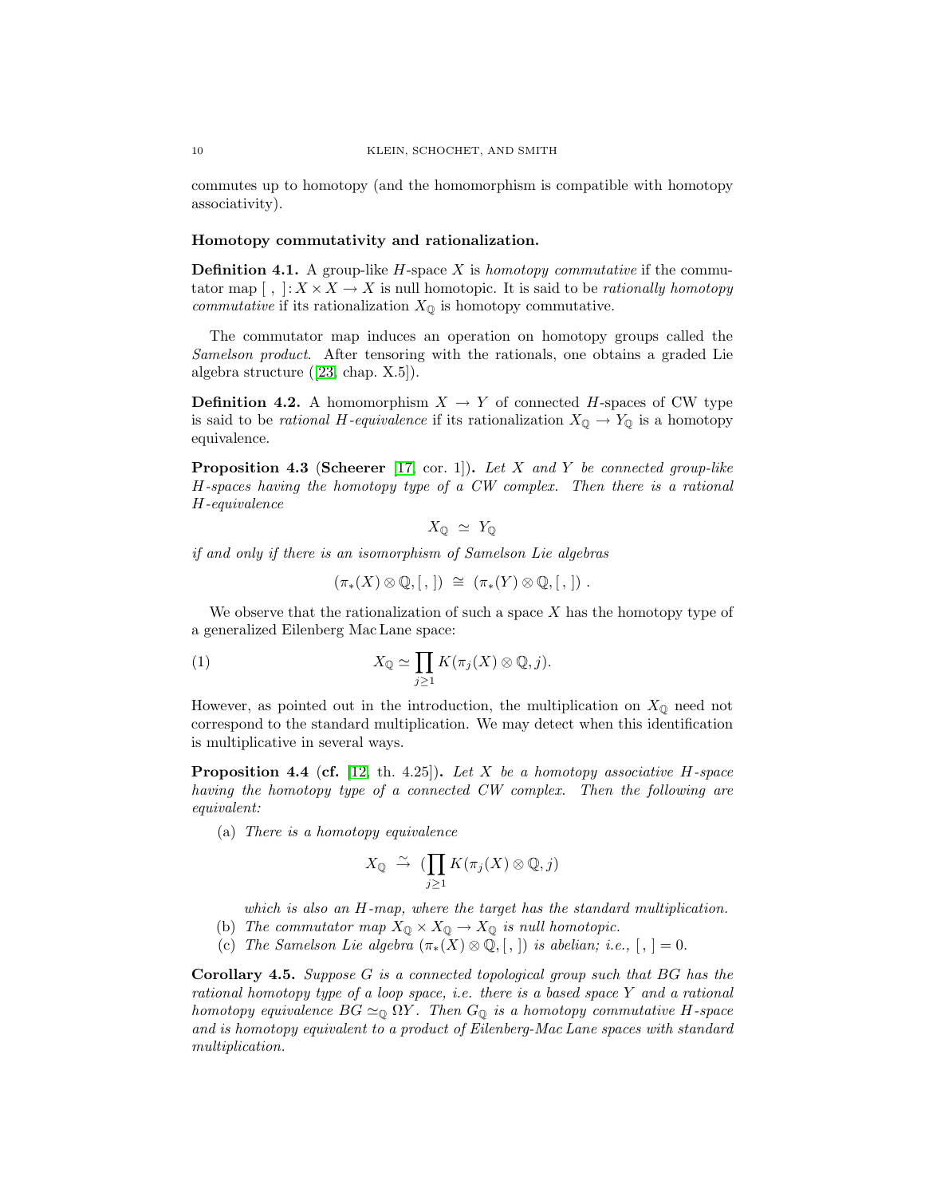commutes up to homotopy (and the homomorphism is compatible with homotopy associativity).

**Homotopy commutativity and rationalization.**

**Definition 4.1.** A group-like $H$-space $X$ is *homotopy commutative* if the commutator map $[\ ,\ ]\colon X \times X \to X$ is null homotopic. It is said to be *rationally homotopy commutative* if its rationalization $X_{\mathbb{Q}}$ is homotopy commutative.

The commutator map induces an operation on homotopy groups called the *Samelson product*. After tensoring with the rationals, one obtains a graded Lie algebra structure ([23, chap. X.5]).

**Definition 4.2.** A homomorphism $X \to Y$ of connected $H$-spaces of CW type is said to be *rational $H$-equivalence* if its rationalization $X_{\mathbb{Q}} \to Y_{\mathbb{Q}}$ is a homotopy equivalence.

**Proposition 4.3** (**Scheerer** [17, cor. 1])**.** *Let $X$ and $Y$ be connected group-like $H$-spaces having the homotopy type of a CW complex. Then there is a rational $H$-equivalence*

$$X_{\mathbb{Q}} \ \simeq \ Y_{\mathbb{Q}}$$

*if and only if there is an isomorphism of Samelson Lie algebras*

$$(\pi_*(X) \otimes \mathbb{Q}, [\ ,\ ]) \ \cong \ (\pi_*(Y) \otimes \mathbb{Q}, [\ ,\ ]) \ .$$

We observe that the rationalization of such a space $X$ has the homotopy type of a generalized Eilenberg Mac Lane space:

$$X_{\mathbb{Q}} \simeq \prod_{j \geq 1} K(\pi_j(X) \otimes \mathbb{Q}, j). \tag{1}$$

However, as pointed out in the introduction, the multiplication on $X_{\mathbb{Q}}$ need not correspond to the standard multiplication. We may detect when this identification is multiplicative in several ways.

**Proposition 4.4** (**cf.** [12, th. 4.25])**.** *Let $X$ be a homotopy associative $H$-space having the homotopy type of a connected CW complex. Then the following are equivalent:*

(a) *There is a homotopy equivalence*

$$X_{\mathbb{Q}} \ \xrightarrow{\sim} \ (\prod_{j \geq 1} K(\pi_j(X) \otimes \mathbb{Q}, j)$$

*which is also an $H$-map, where the target has the standard multiplication.*

(b) *The commutator map $X_{\mathbb{Q}} \times X_{\mathbb{Q}} \to X_{\mathbb{Q}}$ is null homotopic.*

(c) *The Samelson Lie algebra $(\pi_*(X) \otimes \mathbb{Q}, [\ ,\ ])$ is abelian; i.e., $[\ ,\ ] = 0$.*

**Corollary 4.5.** *Suppose $G$ is a connected topological group such that $BG$ has the rational homotopy type of a loop space, i.e. there is a based space $Y$ and a rational homotopy equivalence $BG \simeq_{\mathbb{Q}} \Omega Y$. Then $G_{\mathbb{Q}}$ is a homotopy commutative $H$-space and is homotopy equivalent to a product of Eilenberg-Mac Lane spaces with standard multiplication.*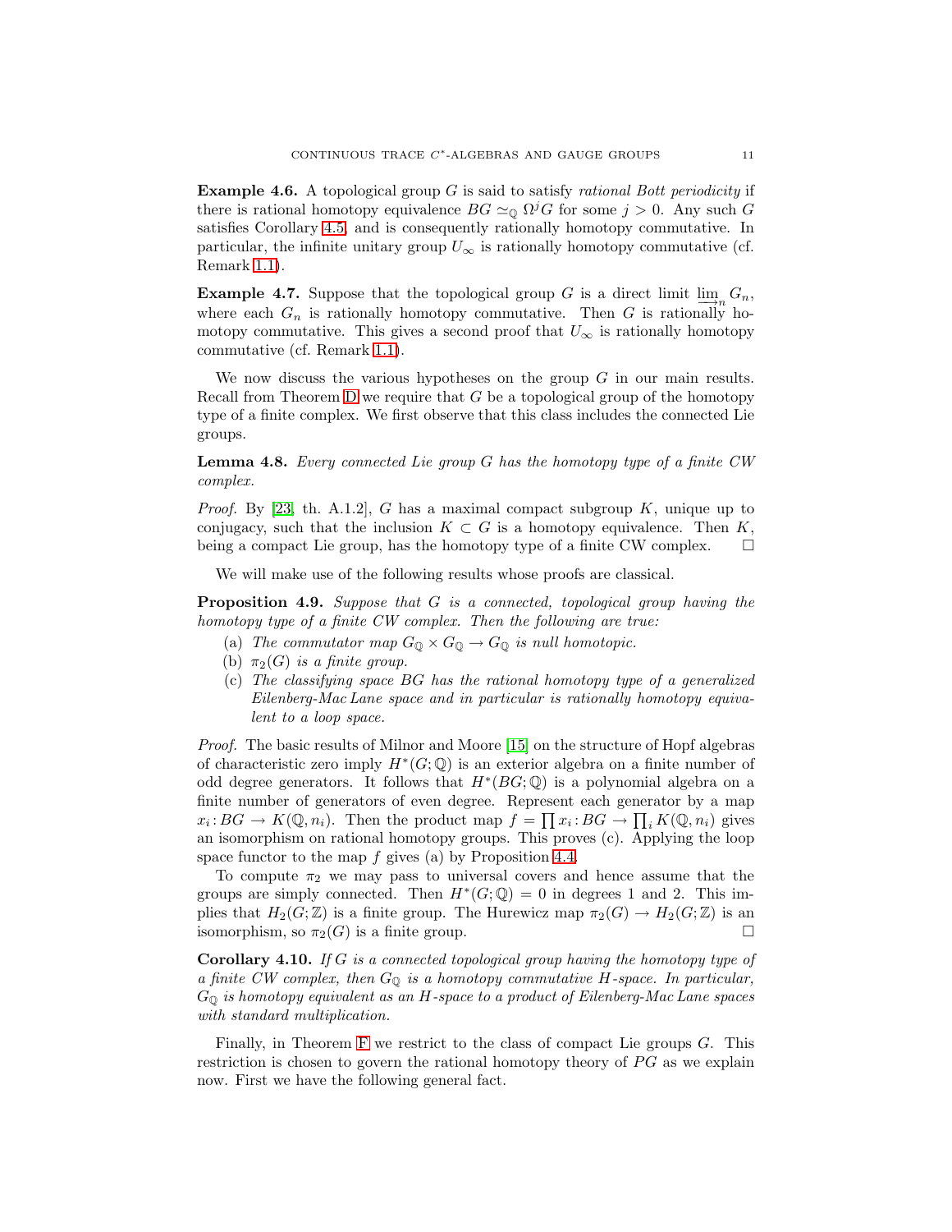**Example 4.6.** A topological group $G$ is said to satisfy *rational Bott periodicity* if there is rational homotopy equivalence $BG \simeq_{\mathbb{Q}} \Omega^j G$ for some $j > 0$. Any such $G$ satisfies Corollary 4.5, and is consequently rationally homotopy commutative. In particular, the infinite unitary group $U_\infty$ is rationally homotopy commutative (cf. Remark 1.1).

**Example 4.7.** Suppose that the topological group $G$ is a direct limit $\varinjlim_n G_n$, where each $G_n$ is rationally homotopy commutative. Then $G$ is rationally homotopy commutative. This gives a second proof that $U_\infty$ is rationally homotopy commutative (cf. Remark 1.1).

We now discuss the various hypotheses on the group $G$ in our main results. Recall from Theorem D we require that $G$ be a topological group of the homotopy type of a finite complex. We first observe that this class includes the connected Lie groups.

**Lemma 4.8.** *Every connected Lie group $G$ has the homotopy type of a finite CW complex.*

*Proof.* By [23, th. A.1.2], $G$ has a maximal compact subgroup $K$, unique up to conjugacy, such that the inclusion $K \subset G$ is a homotopy equivalence. Then $K$, being a compact Lie group, has the homotopy type of a finite CW complex. □

We will make use of the following results whose proofs are classical.

**Proposition 4.9.** *Suppose that $G$ is a connected, topological group having the homotopy type of a finite CW complex. Then the following are true:*

(a) *The commutator map $G_{\mathbb{Q}} \times G_{\mathbb{Q}} \to G_{\mathbb{Q}}$ is null homotopic.*
(b) *$\pi_2(G)$ is a finite group.*
(c) *The classifying space $BG$ has the rational homotopy type of a generalized Eilenberg-Mac Lane space and in particular is rationally homotopy equivalent to a loop space.*

*Proof.* The basic results of Milnor and Moore [15] on the structure of Hopf algebras of characteristic zero imply $H^*(G;\mathbb{Q})$ is an exterior algebra on a finite number of odd degree generators. It follows that $H^*(BG;\mathbb{Q})$ is a polynomial algebra on a finite number of generators of even degree. Represent each generator by a map $x_i \colon BG \to K(\mathbb{Q}, n_i)$. Then the product map $f = \prod x_i \colon BG \to \prod_i K(\mathbb{Q}, n_i)$ gives an isomorphism on rational homotopy groups. This proves (c). Applying the loop space functor to the map $f$ gives (a) by Proposition 4.4.

To compute $\pi_2$ we may pass to universal covers and hence assume that the groups are simply connected. Then $H^*(G;\mathbb{Q}) = 0$ in degrees 1 and 2. This implies that $H_2(G;\mathbb{Z})$ is a finite group. The Hurewicz map $\pi_2(G) \to H_2(G;\mathbb{Z})$ is an isomorphism, so $\pi_2(G)$ is a finite group. □

**Corollary 4.10.** *If $G$ is a connected topological group having the homotopy type of a finite CW complex, then $G_{\mathbb{Q}}$ is a homotopy commutative $H$-space. In particular, $G_{\mathbb{Q}}$ is homotopy equivalent as an $H$-space to a product of Eilenberg-Mac Lane spaces with standard multiplication.*

Finally, in Theorem F we restrict to the class of compact Lie groups $G$. This restriction is chosen to govern the rational homotopy theory of $PG$ as we explain now. First we have the following general fact.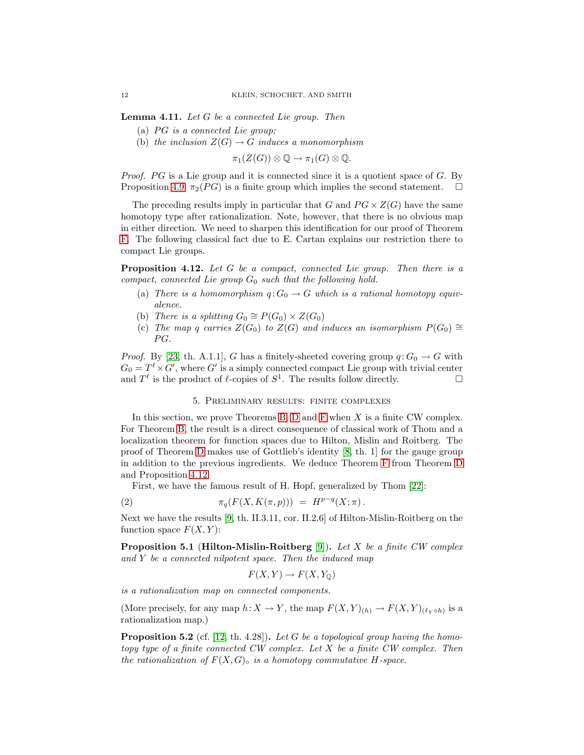**Lemma 4.11.** *Let $G$ be a connected Lie group. Then*

(a) *$PG$ is a connected Lie group;*

(b) *the inclusion $Z(G) \to G$ induces a monomorphism*

$$\pi_1(Z(G)) \otimes \mathbb{Q} \to \pi_1(G) \otimes \mathbb{Q}.$$

*Proof.* $PG$ is a Lie group and it is connected since it is a quotient space of $G$. By Proposition 4.9, $\pi_2(PG)$ is a finite group which implies the second statement. $\square$

The preceding results imply in particular that $G$ and $PG \times Z(G)$ have the same homotopy type after rationalization. Note, however, that there is no obvious map in either direction. We need to sharpen this identification for our proof of Theorem F. The following classical fact due to E. Cartan explains our restriction there to compact Lie groups.

**Proposition 4.12.** *Let $G$ be a compact, connected Lie group. Then there is a compact, connected Lie group $G_0$ such that the following hold.*

(a) *There is a homomorphism $q\colon G_0 \to G$ which is a rational homotopy equivalence.*

(b) *There is a splitting $G_0 \cong P(G_0) \times Z(G_0)$*

(c) *The map $q$ carries $Z(G_0)$ to $Z(G)$ and induces an isomorphism $P(G_0) \cong PG$.*

*Proof.* By [23, th. A.1.1], $G$ has a finitely-sheeted covering group $q\colon G_0 \to G$ with $G_0 = T^\ell \times G'$, where $G'$ is a simply connected compact Lie group with trivial center and $T^\ell$ is the product of $\ell$-copies of $S^1$. The results follow directly. $\square$

## 5. Preliminary results: finite complexes

In this section, we prove Theorems B, D and F when $X$ is a finite CW complex. For Theorem B, the result is a direct consequence of classical work of Thom and a localization theorem for function spaces due to Hilton, Mislin and Roitberg. The proof of Theorem D makes use of Gottlieb's identity [8, th. 1] for the gauge group in addition to the previous ingredients. We deduce Theorem F from Theorem D and Proposition 4.12.

First, we have the famous result of H. Hopf, generalized by Thom [22]:

$$\pi_q(F(X, K(\pi, p))) \;=\; H^{p-q}(X; \pi)\,. \tag{2}$$

Next we have the results [9, th. II.3.11, cor. II.2.6] of Hilton-Mislin-Roitberg on the function space $F(X, Y)$:

**Proposition 5.1 (Hilton-Mislin-Roitberg [9]).** *Let $X$ be a finite CW complex and $Y$ be a connected nilpotent space. Then the induced map*

$$F(X, Y) \to F(X, Y_{\mathbb{Q}})$$

*is a rationalization map on connected components.*

(More precisely, for any map $h\colon X \to Y$, the map $F(X, Y)_{(h)} \to F(X, Y)_{(\ell_Y \circ h)}$ is a rationalization map.)

**Proposition 5.2** (cf. [12, th. 4.28]). *Let $G$ be a topological group having the homotopy type of a finite connected CW complex. Let $X$ be a finite CW complex. Then the rationalization of $F(X, G)_\circ$ is a homotopy commutative $H$-space.*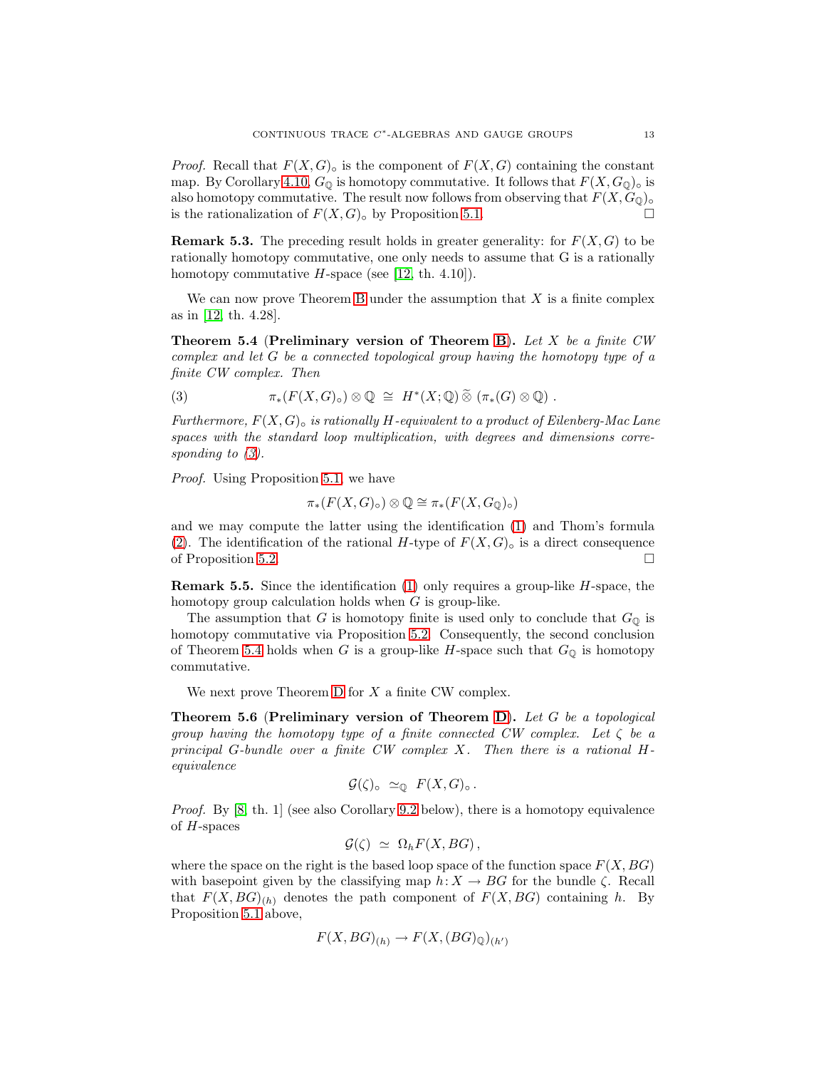*Proof.* Recall that $F(X,G)_\circ$ is the component of $F(X,G)$ containing the constant map. By Corollary 4.10, $G_\mathbb{Q}$ is homotopy commutative. It follows that $F(X,G_\mathbb{Q})_\circ$ is also homotopy commutative. The result now follows from observing that $F(X,G_\mathbb{Q})_\circ$ is the rationalization of $F(X,G)_\circ$ by Proposition 5.1. □

**Remark 5.3.** The preceding result holds in greater generality: for $F(X,G)$ to be rationally homotopy commutative, one only needs to assume that G is a rationally homotopy commutative $H$-space (see [12, th. 4.10]).

We can now prove Theorem B under the assumption that $X$ is a finite complex as in [12, th. 4.28].

**Theorem 5.4** (**Preliminary version of Theorem B**). *Let $X$ be a finite CW complex and let $G$ be a connected topological group having the homotopy type of a finite CW complex. Then*

$$\pi_*(F(X,G)_\circ)\otimes\mathbb{Q} \;\cong\; H^*(X;\mathbb{Q})\,\widetilde{\otimes}\,(\pi_*(G)\otimes\mathbb{Q})\,. \tag{3}$$

*Furthermore, $F(X,G)_\circ$ is rationally $H$-equivalent to a product of Eilenberg-Mac Lane spaces with the standard loop multiplication, with degrees and dimensions corresponding to (3).*

*Proof.* Using Proposition 5.1, we have

$$\pi_*(F(X,G)_\circ)\otimes\mathbb{Q}\cong\pi_*(F(X,G_\mathbb{Q})_\circ)$$

and we may compute the latter using the identification (1) and Thom's formula (2). The identification of the rational $H$-type of $F(X,G)_\circ$ is a direct consequence of Proposition 5.2. □

**Remark 5.5.** Since the identification (1) only requires a group-like $H$-space, the homotopy group calculation holds when $G$ is group-like.

The assumption that $G$ is homotopy finite is used only to conclude that $G_\mathbb{Q}$ is homotopy commutative via Proposition 5.2. Consequently, the second conclusion of Theorem 5.4 holds when $G$ is a group-like $H$-space such that $G_\mathbb{Q}$ is homotopy commutative.

We next prove Theorem D for $X$ a finite CW complex.

**Theorem 5.6** (**Preliminary version of Theorem D**). *Let $G$ be a topological group having the homotopy type of a finite connected CW complex. Let $\zeta$ be a principal $G$-bundle over a finite CW complex $X$. Then there is a rational $H$-equivalence*

$$\mathcal{G}(\zeta)_\circ \;\simeq_\mathbb{Q}\; F(X,G)_\circ\,.$$

*Proof.* By [8, th. 1] (see also Corollary 9.2 below), there is a homotopy equivalence of $H$-spaces

$$\mathcal{G}(\zeta)\;\simeq\;\Omega_h F(X,BG)\,,$$

where the space on the right is the based loop space of the function space $F(X,BG)$ with basepoint given by the classifying map $h\colon X\to BG$ for the bundle $\zeta$. Recall that $F(X,BG)_{(h)}$ denotes the path component of $F(X,BG)$ containing $h$. By Proposition 5.1 above,

$$F(X,BG)_{(h)}\to F(X,(BG)_\mathbb{Q})_{(h')}$$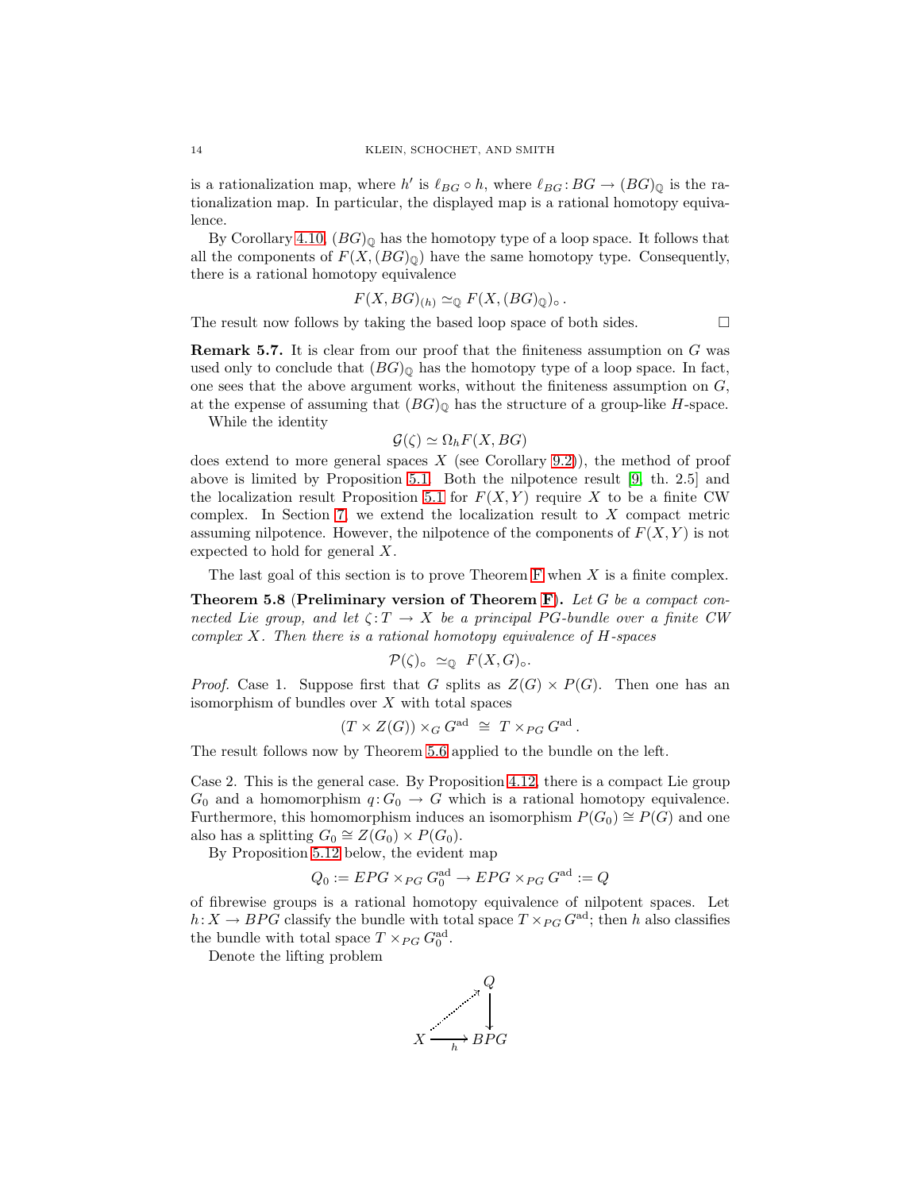is a rationalization map, where $h'$ is $\ell_{BG} \circ h$, where $\ell_{BG} : BG \to (BG)_{\mathbb{Q}}$ is the rationalization map. In particular, the displayed map is a rational homotopy equivalence.

By Corollary 4.10, $(BG)_{\mathbb{Q}}$ has the homotopy type of a loop space. It follows that all the components of $F(X, (BG)_{\mathbb{Q}})$ have the same homotopy type. Consequently, there is a rational homotopy equivalence

$$F(X, BG)_{(h)} \simeq_{\mathbb{Q}} F(X, (BG)_{\mathbb{Q}})_\circ \,.$$

The result now follows by taking the based loop space of both sides. □

**Remark 5.7.** It is clear from our proof that the finiteness assumption on $G$ was used only to conclude that $(BG)_{\mathbb{Q}}$ has the homotopy type of a loop space. In fact, one sees that the above argument works, without the finiteness assumption on $G$, at the expense of assuming that $(BG)_{\mathbb{Q}}$ has the structure of a group-like $H$-space.

While the identity

$$\mathcal{G}(\zeta) \simeq \Omega_h F(X, BG)$$

does extend to more general spaces $X$ (see Corollary 9.2)), the method of proof above is limited by Proposition 5.1. Both the nilpotence result [9, th. 2.5] and the localization result Proposition 5.1 for $F(X, Y)$ require $X$ to be a finite CW complex. In Section 7, we extend the localization result to $X$ compact metric assuming nilpotence. However, the nilpotence of the components of $F(X, Y)$ is not expected to hold for general $X$.

The last goal of this section is to prove Theorem F when $X$ is a finite complex.

**Theorem 5.8** (**Preliminary version of Theorem F**). *Let $G$ be a compact connected Lie group, and let $\zeta : T \to X$ be a principal $PG$-bundle over a finite CW complex $X$. Then there is a rational homotopy equivalence of $H$-spaces*

$$\mathcal{P}(\zeta)_\circ \;\simeq_{\mathbb{Q}}\; F(X, G)_\circ.$$

*Proof.* Case 1. Suppose first that $G$ splits as $Z(G) \times P(G)$. Then one has an isomorphism of bundles over $X$ with total spaces

$$(T \times Z(G)) \times_G G^{\mathrm{ad}} \;\cong\; T \times_{PG} G^{\mathrm{ad}} \,.$$

The result follows now by Theorem 5.6 applied to the bundle on the left.

Case 2. This is the general case. By Proposition 4.12, there is a compact Lie group $G_0$ and a homomorphism $q : G_0 \to G$ which is a rational homotopy equivalence. Furthermore, this homomorphism induces an isomorphism $P(G_0) \cong P(G)$ and one also has a splitting $G_0 \cong Z(G_0) \times P(G_0)$.

By Proposition 5.12 below, the evident map

$$Q_0 := EPG \times_{PG} G_0^{\mathrm{ad}} \to EPG \times_{PG} G^{\mathrm{ad}} := Q$$

of fibrewise groups is a rational homotopy equivalence of nilpotent spaces. Let $h : X \to BPG$ classify the bundle with total space $T \times_{PG} G^{\mathrm{ad}}$; then $h$ also classifies the bundle with total space $T \times_{PG} G_0^{\mathrm{ad}}$.

Denote the lifting problem

$$\begin{array}{ccc} & & Q \\ & \nearrow & \downarrow \\ X & \xrightarrow{h} & BPG \end{array}$$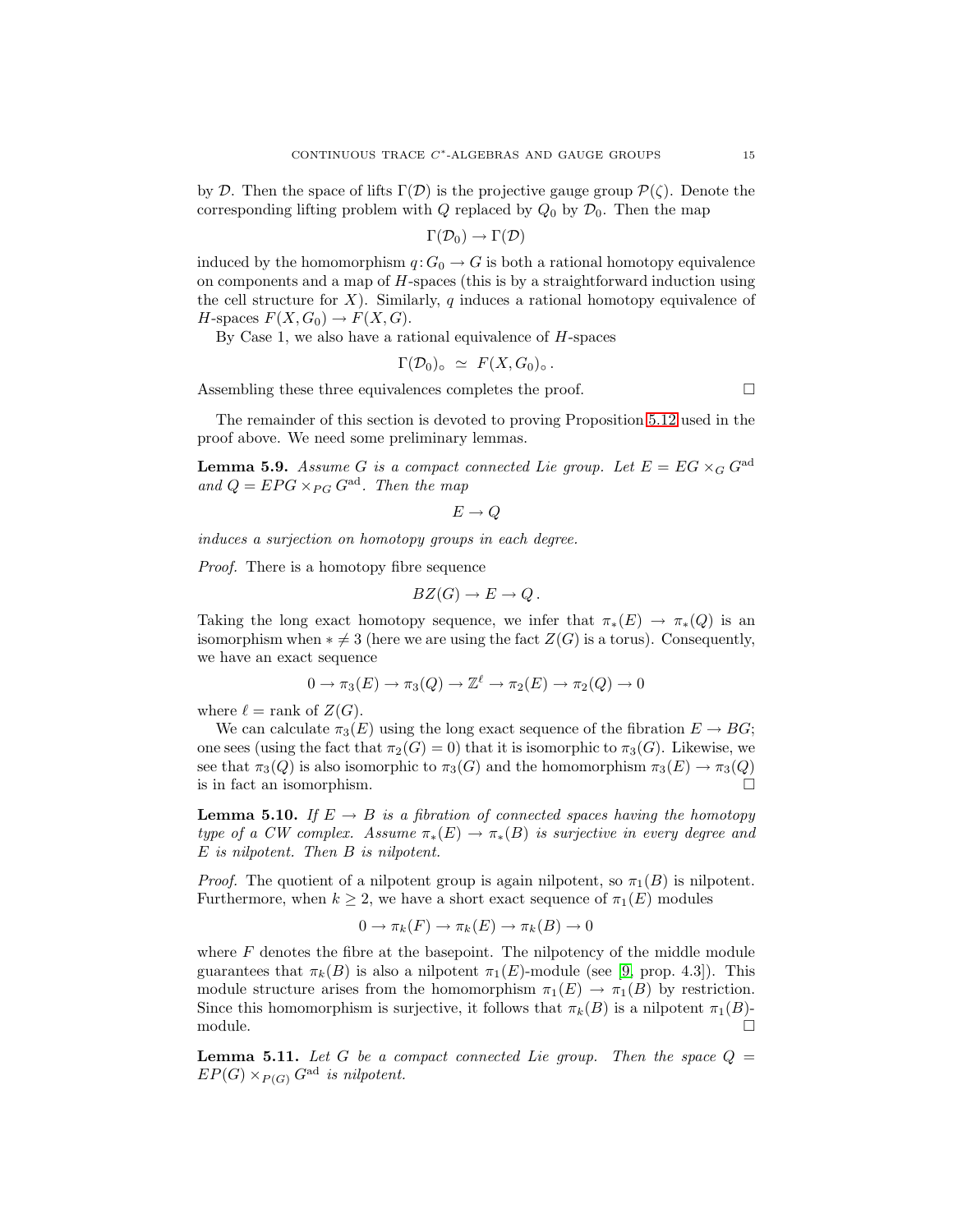by $\mathcal{D}$. Then the space of lifts $\Gamma(\mathcal{D})$ is the projective gauge group $\mathcal{P}(\zeta)$. Denote the corresponding lifting problem with $Q$ replaced by $Q_0$ by $\mathcal{D}_0$. Then the map

$$\Gamma(\mathcal{D}_0) \to \Gamma(\mathcal{D})$$

induced by the homomorphism $q\colon G_0 \to G$ is both a rational homotopy equivalence on components and a map of $H$-spaces (this is by a straightforward induction using the cell structure for $X$). Similarly, $q$ induces a rational homotopy equivalence of $H$-spaces $F(X, G_0) \to F(X, G)$.

By Case 1, we also have a rational equivalence of $H$-spaces

$$\Gamma(\mathcal{D}_0)_\circ \;\simeq\; F(X, G_0)_\circ\,.$$

Assembling these three equivalences completes the proof. □

The remainder of this section is devoted to proving Proposition 5.12 used in the proof above. We need some preliminary lemmas.

**Lemma 5.9.** *Assume $G$ is a compact connected Lie group. Let $E = EG \times_G G^{\mathrm{ad}}$ and $Q = EPG \times_{PG} G^{\mathrm{ad}}$. Then the map*

$$E \to Q$$

*induces a surjection on homotopy groups in each degree.*

*Proof.* There is a homotopy fibre sequence

$$BZ(G) \to E \to Q\,.$$

Taking the long exact homotopy sequence, we infer that $\pi_*(E) \to \pi_*(Q)$ is an isomorphism when $* \neq 3$ (here we are using the fact $Z(G)$ is a torus). Consequently, we have an exact sequence

$$0 \to \pi_3(E) \to \pi_3(Q) \to \mathbb{Z}^\ell \to \pi_2(E) \to \pi_2(Q) \to 0$$

where $\ell =$ rank of $Z(G)$.

We can calculate $\pi_3(E)$ using the long exact sequence of the fibration $E \to BG$; one sees (using the fact that $\pi_2(G) = 0$) that it is isomorphic to $\pi_3(G)$. Likewise, we see that $\pi_3(Q)$ is also isomorphic to $\pi_3(G)$ and the homomorphism $\pi_3(E) \to \pi_3(Q)$ is in fact an isomorphism. □

**Lemma 5.10.** *If $E \to B$ is a fibration of connected spaces having the homotopy type of a CW complex. Assume $\pi_*(E) \to \pi_*(B)$ is surjective in every degree and $E$ is nilpotent. Then $B$ is nilpotent.*

*Proof.* The quotient of a nilpotent group is again nilpotent, so $\pi_1(B)$ is nilpotent. Furthermore, when $k \geq 2$, we have a short exact sequence of $\pi_1(E)$ modules

$$0 \to \pi_k(F) \to \pi_k(E) \to \pi_k(B) \to 0$$

where $F$ denotes the fibre at the basepoint. The nilpotency of the middle module guarantees that $\pi_k(B)$ is also a nilpotent $\pi_1(E)$-module (see [9, prop. 4.3]). This module structure arises from the homomorphism $\pi_1(E) \to \pi_1(B)$ by restriction. Since this homomorphism is surjective, it follows that $\pi_k(B)$ is a nilpotent $\pi_1(B)$-module. □

**Lemma 5.11.** *Let $G$ be a compact connected Lie group. Then the space $Q = EP(G) \times_{P(G)} G^{\mathrm{ad}}$ is nilpotent.*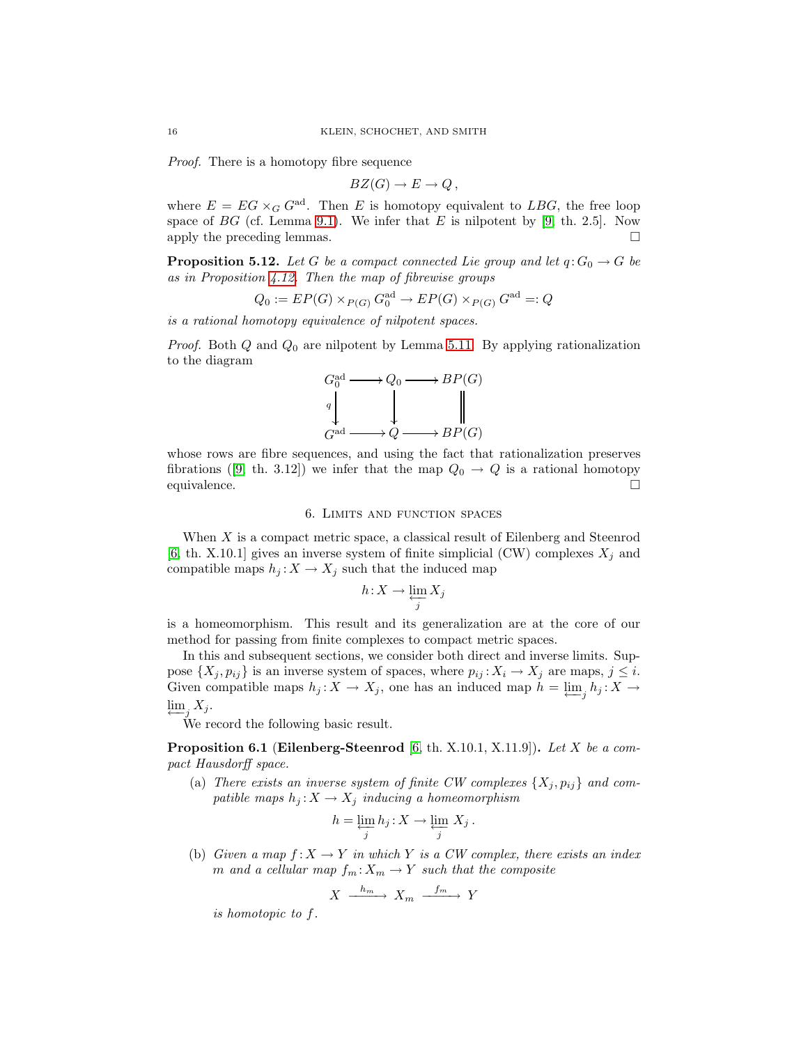*Proof.* There is a homotopy fibre sequence

$$BZ(G) \to E \to Q\,,$$

where $E = EG \times_G G^{\mathrm{ad}}$. Then $E$ is homotopy equivalent to $LBG$, the free loop space of $BG$ (cf. Lemma 9.1). We infer that $E$ is nilpotent by [9] th. 2.5]. Now apply the preceding lemmas. $\square$

**Proposition 5.12.** *Let $G$ be a compact connected Lie group and let $q\colon G_0 \to G$ be as in Proposition 4.12. Then the map of fibrewise groups*

$$Q_0 := EP(G) \times_{P(G)} G_0^{\mathrm{ad}} \to EP(G) \times_{P(G)} G^{\mathrm{ad}} =: Q$$

*is a rational homotopy equivalence of nilpotent spaces.*

*Proof.* Both $Q$ and $Q_0$ are nilpotent by Lemma 5.11. By applying rationalization to the diagram

$$\begin{array}{ccccc} G_0^{\mathrm{ad}} & \longrightarrow & Q_0 & \longrightarrow & BP(G) \\ {\scriptstyle q}\downarrow & & \downarrow & & \| \\ G^{\mathrm{ad}} & \longrightarrow & Q & \longrightarrow & BP(G) \end{array}$$

whose rows are fibre sequences, and using the fact that rationalization preserves fibrations ([9] th. 3.12]) we infer that the map $Q_0 \to Q$ is a rational homotopy equivalence. $\square$

## 6. Limits and function spaces

When $X$ is a compact metric space, a classical result of Eilenberg and Steenrod [6, th. X.10.1] gives an inverse system of finite simplicial (CW) complexes $X_j$ and compatible maps $h_j\colon X \to X_j$ such that the induced map

$$h\colon X \to \varprojlim_j X_j$$

is a homeomorphism. This result and its generalization are at the core of our method for passing from finite complexes to compact metric spaces.

In this and subsequent sections, we consider both direct and inverse limits. Suppose $\{X_j, p_{ij}\}$ is an inverse system of spaces, where $p_{ij}\colon X_i \to X_j$ are maps, $j \le i$. Given compatible maps $h_j\colon X \to X_j$, one has an induced map $h = \varprojlim_j h_j \colon X \to \varprojlim_j X_j$.

We record the following basic result.

**Proposition 6.1** (**Eilenberg-Steenrod** [6, th. X.10.1, X.11.9])**.** *Let $X$ be a compact Hausdorff space.*

(a) *There exists an inverse system of finite CW complexes $\{X_j, p_{ij}\}$ and compatible maps $h_j\colon X \to X_j$ inducing a homeomorphism*

$$h = \varprojlim_j h_j \colon X \to \varprojlim_j X_j\,.$$

(b) *Given a map $f\colon X \to Y$ in which $Y$ is a CW complex, there exists an index $m$ and a cellular map $f_m\colon X_m \to Y$ such that the composite*

$$X \xrightarrow{\ h_m\ } X_m \xrightarrow{\ f_m\ } Y$$

*is homotopic to $f$.*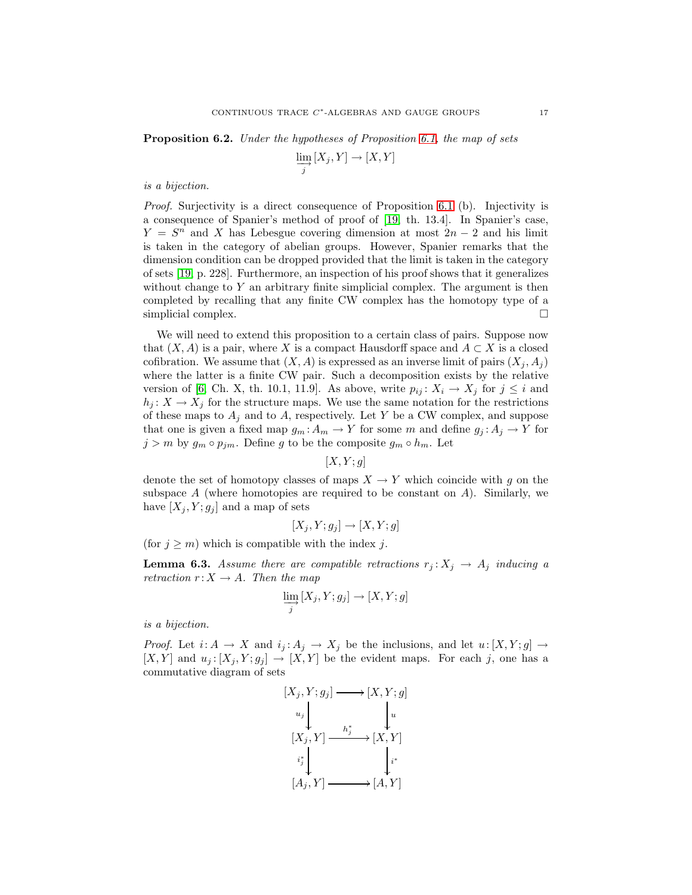**Proposition 6.2.** *Under the hypotheses of Proposition 6.1, the map of sets*

$$\varinjlim_{j} [X_j, Y] \to [X, Y]$$

*is a bijection.*

*Proof.* Surjectivity is a direct consequence of Proposition 6.1 (b). Injectivity is a consequence of Spanier's method of proof of [19, th. 13.4]. In Spanier's case, $Y = S^n$ and $X$ has Lebesgue covering dimension at most $2n - 2$ and his limit is taken in the category of abelian groups. However, Spanier remarks that the dimension condition can be dropped provided that the limit is taken in the category of sets [19, p. 228]. Furthermore, an inspection of his proof shows that it generalizes without change to $Y$ an arbitrary finite simplicial complex. The argument is then completed by recalling that any finite CW complex has the homotopy type of a simplicial complex. □

We will need to extend this proposition to a certain class of pairs. Suppose now that $(X, A)$ is a pair, where $X$ is a compact Hausdorff space and $A \subset X$ is a closed cofibration. We assume that $(X, A)$ is expressed as an inverse limit of pairs $(X_j, A_j)$ where the latter is a finite CW pair. Such a decomposition exists by the relative version of [6, Ch. X, th. 10.1, 11.9]. As above, write $p_{ij} \colon X_i \to X_j$ for $j \le i$ and $h_j \colon X \to X_j$ for the structure maps. We use the same notation for the restrictions of these maps to $A_j$ and to $A$, respectively. Let $Y$ be a CW complex, and suppose that one is given a fixed map $g_m \colon A_m \to Y$ for some $m$ and define $g_j \colon A_j \to Y$ for $j > m$ by $g_m \circ p_{jm}$. Define $g$ to be the composite $g_m \circ h_m$. Let

$$[X, Y; g]$$

denote the set of homotopy classes of maps $X \to Y$ which coincide with $g$ on the subspace $A$ (where homotopies are required to be constant on $A$). Similarly, we have $[X_j, Y; g_j]$ and a map of sets

$$[X_j, Y; g_j] \to [X, Y; g]$$

(for $j \ge m$) which is compatible with the index $j$.

**Lemma 6.3.** *Assume there are compatible retractions $r_j \colon X_j \to A_j$ inducing a retraction $r \colon X \to A$. Then the map*

$$\varinjlim_{j} [X_j, Y; g_j] \to [X, Y; g]$$

*is a bijection.*

*Proof.* Let $i \colon A \to X$ and $i_j \colon A_j \to X_j$ be the inclusions, and let $u \colon [X, Y; g] \to [X, Y]$ and $u_j \colon [X_j, Y; g_j] \to [X, Y]$ be the evident maps. For each $j$, one has a commutative diagram of sets

$$\begin{array}{ccc}
[X_j, Y; g_j] & \longrightarrow & [X, Y; g] \\
\big\downarrow{\scriptstyle u_j} & & \big\downarrow{\scriptstyle u} \\
[X_j, Y] & \xrightarrow{h_j^*} & [X, Y] \\
\big\downarrow{\scriptstyle i_j^*} & & \big\downarrow{\scriptstyle i^*} \\
[A_j, Y] & \longrightarrow & [A, Y]
\end{array}$$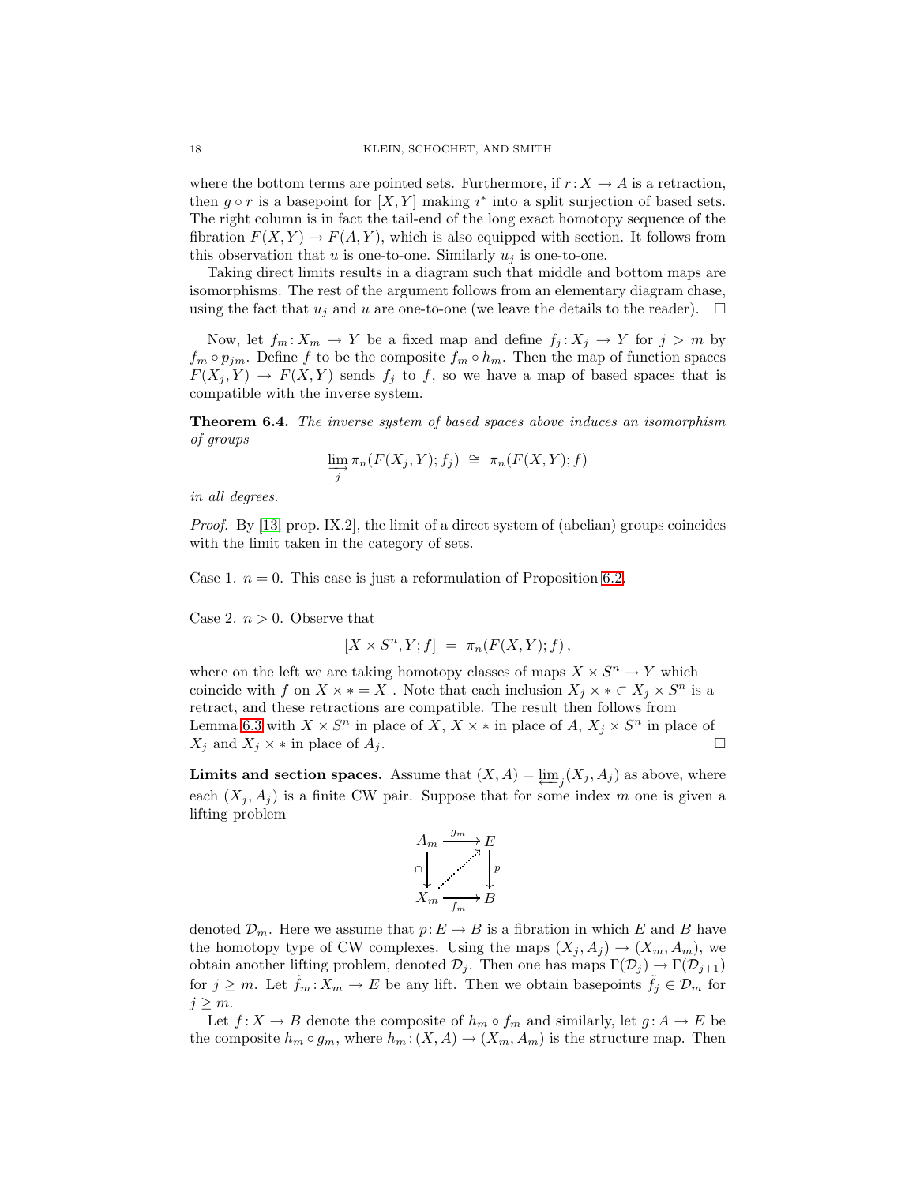where the bottom terms are pointed sets. Furthermore, if $r\colon X \to A$ is a retraction, then $g \circ r$ is a basepoint for $[X, Y]$ making $i^*$ into a split surjection of based sets. The right column is in fact the tail-end of the long exact homotopy sequence of the fibration $F(X,Y) \to F(A,Y)$, which is also equipped with section. It follows from this observation that $u$ is one-to-one. Similarly $u_j$ is one-to-one.

Taking direct limits results in a diagram such that middle and bottom maps are isomorphisms. The rest of the argument follows from an elementary diagram chase, using the fact that $u_j$ and $u$ are one-to-one (we leave the details to the reader). $\square$

Now, let $f_m\colon X_m \to Y$ be a fixed map and define $f_j\colon X_j \to Y$ for $j > m$ by $f_m \circ p_{jm}$. Define $f$ to be the composite $f_m \circ h_m$. Then the map of function spaces $F(X_j, Y) \to F(X,Y)$ sends $f_j$ to $f$, so we have a map of based spaces that is compatible with the inverse system.

**Theorem 6.4.** *The inverse system of based spaces above induces an isomorphism of groups*

$$\varinjlim_j \pi_n(F(X_j, Y); f_j) \;\cong\; \pi_n(F(X,Y); f)$$

*in all degrees.*

*Proof.* By [13, prop. IX.2], the limit of a direct system of (abelian) groups coincides with the limit taken in the category of sets.

Case 1. $n = 0$. This case is just a reformulation of Proposition 6.2.

Case 2. $n > 0$. Observe that

$$[X \times S^n, Y; f] \;=\; \pi_n(F(X,Y); f)\,,$$

where on the left we are taking homotopy classes of maps $X \times S^n \to Y$ which coincide with $f$ on $X \times * = X$ . Note that each inclusion $X_j \times * \subset X_j \times S^n$ is a retract, and these retractions are compatible. The result then follows from Lemma 6.3 with $X \times S^n$ in place of $X$, $X \times *$ in place of $A$, $X_j \times S^n$ in place of $X_j$ and $X_j \times *$ in place of $A_j$. $\square$

**Limits and section spaces.** Assume that $(X, A) = \varprojlim_j (X_j, A_j)$ as above, where each $(X_j, A_j)$ is a finite CW pair. Suppose that for some index $m$ one is given a lifting problem

$$\begin{array}{ccc} A_m & \xrightarrow{g_m} & E \\ \cap\downarrow & \nearrow & \downarrow p \\ X_m & \xrightarrow[f_m]{} & B \end{array}$$

denoted $\mathcal{D}_m$. Here we assume that $p\colon E \to B$ is a fibration in which $E$ and $B$ have the homotopy type of CW complexes. Using the maps $(X_j, A_j) \to (X_m, A_m)$, we obtain another lifting problem, denoted $\mathcal{D}_j$. Then one has maps $\Gamma(\mathcal{D}_j) \to \Gamma(\mathcal{D}_{j+1})$ for $j \geq m$. Let $\tilde{f}_m\colon X_m \to E$ be any lift. Then we obtain basepoints $\tilde{f}_j \in \mathcal{D}_m$ for $j \geq m$.

Let $f\colon X \to B$ denote the composite of $h_m \circ f_m$ and similarly, let $g\colon A \to E$ be the composite $h_m \circ g_m$, where $h_m\colon (X, A) \to (X_m, A_m)$ is the structure map. Then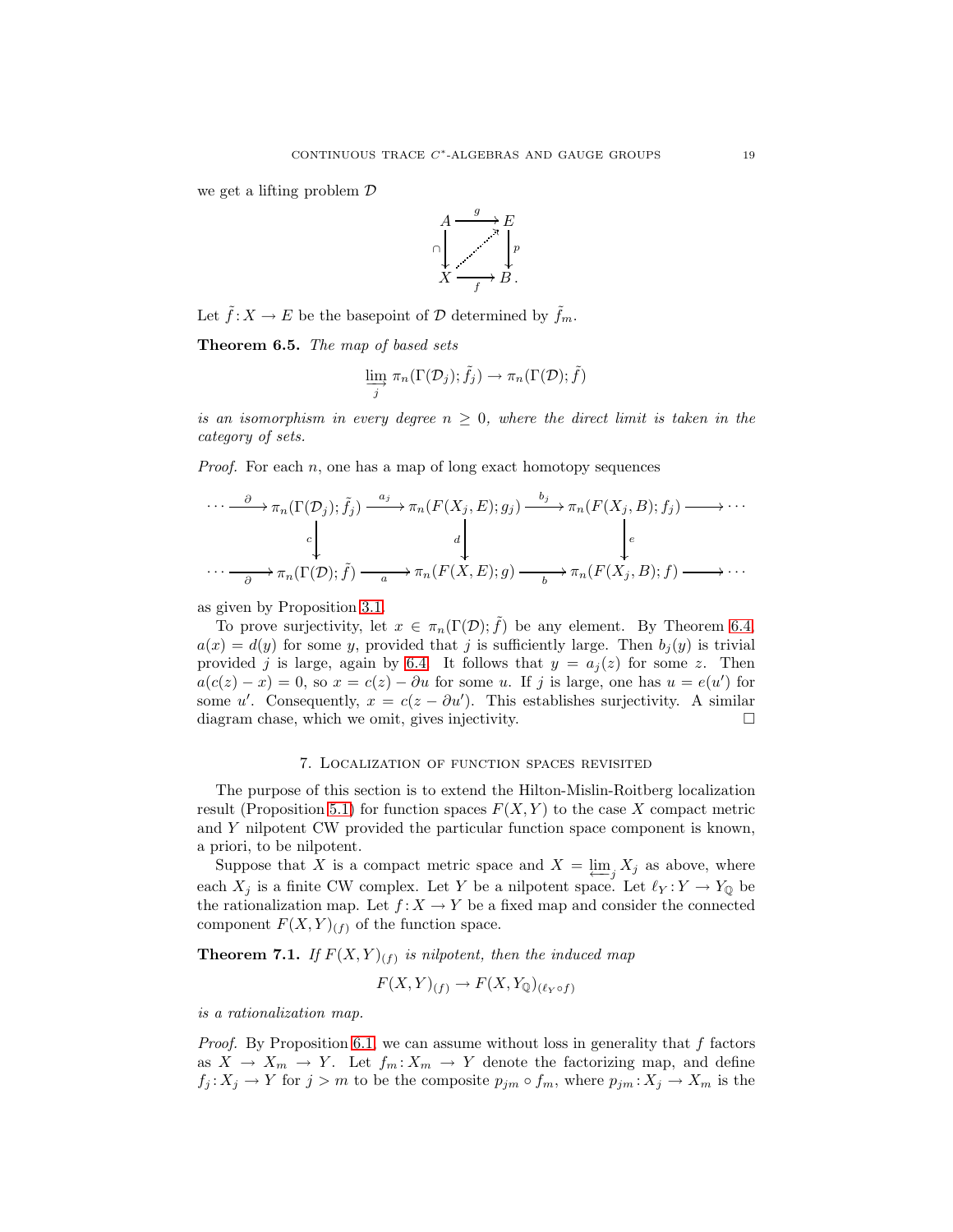we get a lifting problem $\mathcal{D}$

$$\begin{array}{ccc} A & \xrightarrow{g} & E \\ \cap\downarrow & \nearrow & \downarrow p \\ X & \xrightarrow[f]{} & B. \end{array}$$

Let $\tilde{f}: X \to E$ be the basepoint of $\mathcal{D}$ determined by $\tilde{f}_m$.

**Theorem 6.5.** *The map of based sets*

$$\varinjlim_j \pi_n(\Gamma(\mathcal{D}_j); \tilde{f}_j) \to \pi_n(\Gamma(\mathcal{D}); \tilde{f})$$

*is an isomorphism in every degree $n \geq 0$, where the direct limit is taken in the category of sets.*

*Proof.* For each $n$, one has a map of long exact homotopy sequences

$$\begin{array}{ccccccc} \cdots \xrightarrow{\partial} & \pi_n(\Gamma(\mathcal{D}_j); \tilde{f}_j) & \xrightarrow{a_j} & \pi_n(F(X_j, E); g_j) & \xrightarrow{b_j} & \pi_n(F(X_j, B); f_j) & \longrightarrow \cdots \\ & \downarrow c & & \downarrow d & & \downarrow e & \\ \cdots \xrightarrow[\partial]{} & \pi_n(\Gamma(\mathcal{D}); \tilde{f}) & \xrightarrow[a]{} & \pi_n(F(X, E); g) & \xrightarrow[b]{} & \pi_n(F(X_j, B); f) & \longrightarrow \cdots \end{array}$$

as given by Proposition 3.1.

To prove surjectivity, let $x \in \pi_n(\Gamma(\mathcal{D}); \tilde{f})$ be any element. By Theorem 6.4, $a(x) = d(y)$ for some $y$, provided that $j$ is sufficiently large. Then $b_j(y)$ is trivial provided $j$ is large, again by 6.4. It follows that $y = a_j(z)$ for some $z$. Then $a(c(z) - x) = 0$, so $x = c(z) - \partial u$ for some $u$. If $j$ is large, one has $u = e(u')$ for some $u'$. Consequently, $x = c(z - \partial u')$. This establishes surjectivity. A similar diagram chase, which we omit, gives injectivity. $\square$

## 7. Localization of function spaces revisited

The purpose of this section is to extend the Hilton-Mislin-Roitberg localization result (Proposition 5.1) for function spaces $F(X, Y)$ to the case $X$ compact metric and $Y$ nilpotent CW provided the particular function space component is known, a priori, to be nilpotent.

Suppose that $X$ is a compact metric space and $X = \varprojlim_j X_j$ as above, where each $X_j$ is a finite CW complex. Let $Y$ be a nilpotent space. Let $\ell_Y: Y \to Y_{\mathbb{Q}}$ be the rationalization map. Let $f: X \to Y$ be a fixed map and consider the connected component $F(X, Y)_{(f)}$ of the function space.

**Theorem 7.1.** *If $F(X, Y)_{(f)}$ is nilpotent, then the induced map*

$$F(X, Y)_{(f)} \to F(X, Y_{\mathbb{Q}})_{(\ell_Y \circ f)}$$

*is a rationalization map.*

*Proof.* By Proposition 6.1, we can assume without loss in generality that $f$ factors as $X \to X_m \to Y$. Let $f_m: X_m \to Y$ denote the factorizing map, and define $f_j: X_j \to Y$ for $j > m$ to be the composite $p_{jm} \circ f_m$, where $p_{jm}: X_j \to X_m$ is the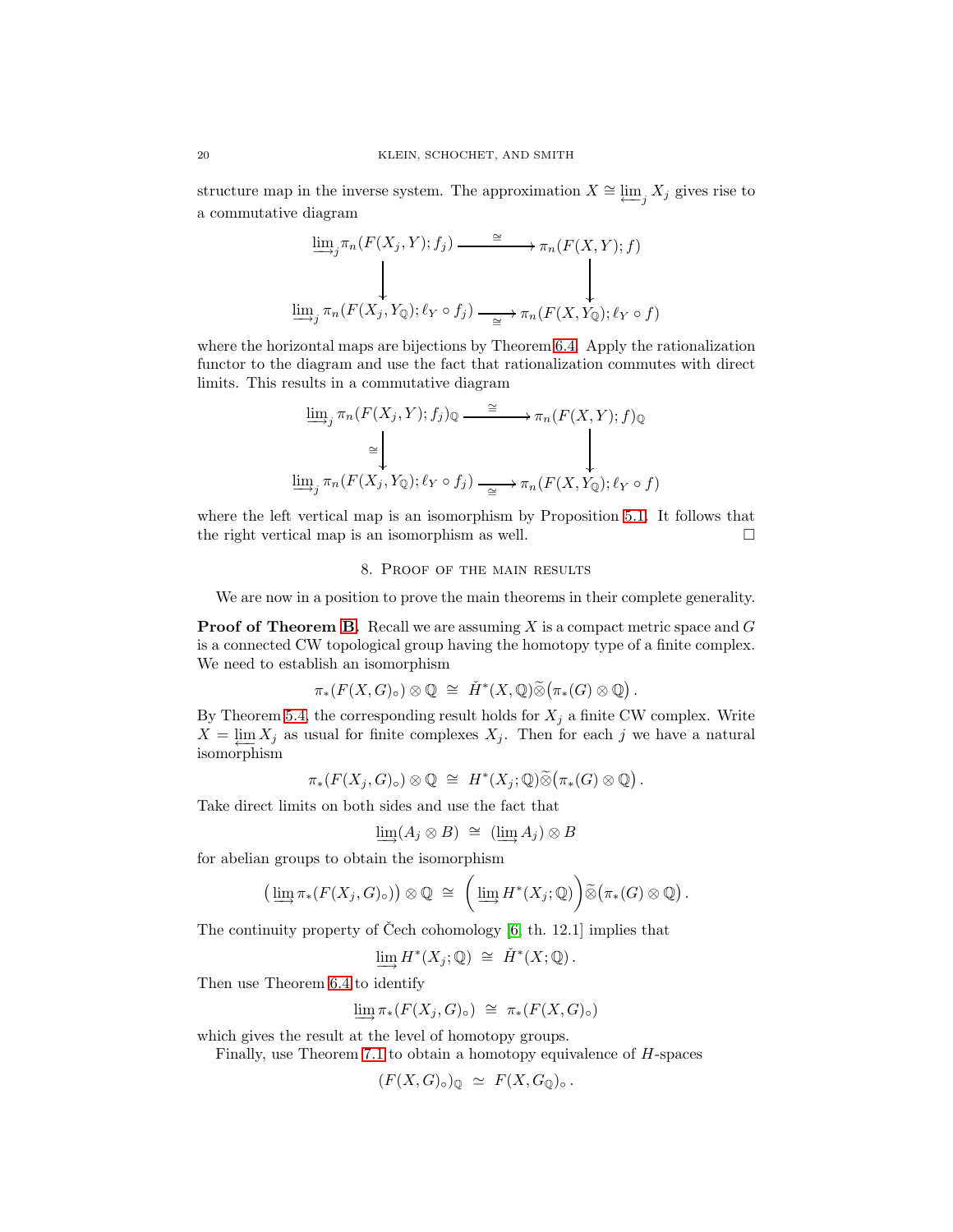structure map in the inverse system. The approximation $X \cong \varprojlim_j X_j$ gives rise to a commutative diagram

$$\begin{array}{ccc}
\varinjlim_j \pi_n(F(X_j, Y); f_j) & \xrightarrow{\cong} & \pi_n(F(X,Y); f) \\
\downarrow & & \downarrow \\
\varinjlim_j \pi_n(F(X_j, Y_{\mathbb{Q}}); \ell_Y \circ f_j) & \xrightarrow[\cong]{} & \pi_n(F(X, Y_{\mathbb{Q}}); \ell_Y \circ f)
\end{array}$$

where the horizontal maps are bijections by Theorem 6.4. Apply the rationalization functor to the diagram and use the fact that rationalization commutes with direct limits. This results in a commutative diagram

$$\begin{array}{ccc}
\varinjlim_j \pi_n(F(X_j, Y); f_j)_{\mathbb{Q}} & \xrightarrow{\cong} & \pi_n(F(X,Y); f)_{\mathbb{Q}} \\
\cong \downarrow & & \downarrow \\
\varinjlim_j \pi_n(F(X_j, Y_{\mathbb{Q}}); \ell_Y \circ f_j) & \xrightarrow[\cong]{} & \pi_n(F(X, Y_{\mathbb{Q}}); \ell_Y \circ f)
\end{array}$$

where the left vertical map is an isomorphism by Proposition 5.1. It follows that the right vertical map is an isomorphism as well. $\square$

## 8. Proof of the main results

We are now in a position to prove the main theorems in their complete generality.

**Proof of Theorem B.** Recall we are assuming $X$ is a compact metric space and $G$ is a connected CW topological group having the homotopy type of a finite complex. We need to establish an isomorphism

$$\pi_*(F(X,G)_\circ) \otimes \mathbb{Q} \;\cong\; \check{H}^*(X, \mathbb{Q}) \widetilde{\otimes} \big(\pi_*(G) \otimes \mathbb{Q}\big)\,.$$

By Theorem 5.4, the corresponding result holds for $X_j$ a finite CW complex. Write $X = \varprojlim X_j$ as usual for finite complexes $X_j$. Then for each $j$ we have a natural isomorphism

$$\pi_*(F(X_j,G)_\circ) \otimes \mathbb{Q} \;\cong\; H^*(X_j; \mathbb{Q}) \widetilde{\otimes} \big(\pi_*(G) \otimes \mathbb{Q}\big)\,.$$

Take direct limits on both sides and use the fact that

$$\varinjlim (A_j \otimes B) \;\cong\; (\varinjlim A_j) \otimes B$$

for abelian groups to obtain the isomorphism

$$\big(\varinjlim \pi_*(F(X_j,G)_\circ)\big) \otimes \mathbb{Q} \;\cong\; \Big(\varinjlim H^*(X_j; \mathbb{Q})\Big) \widetilde{\otimes} \big(\pi_*(G) \otimes \mathbb{Q}\big)\,.$$

The continuity property of Čech cohomology [6, th. 12.1] implies that

$$\varinjlim H^*(X_j; \mathbb{Q}) \;\cong\; \check{H}^*(X; \mathbb{Q})\,.$$

Then use Theorem 6.4 to identify

$$\varinjlim \pi_*(F(X_j,G)_\circ) \;\cong\; \pi_*(F(X,G)_\circ)$$

which gives the result at the level of homotopy groups.

Finally, use Theorem 7.1 to obtain a homotopy equivalence of $H$-spaces

$$(F(X,G)_\circ)_{\mathbb{Q}} \;\simeq\; F(X, G_{\mathbb{Q}})_\circ\,.$$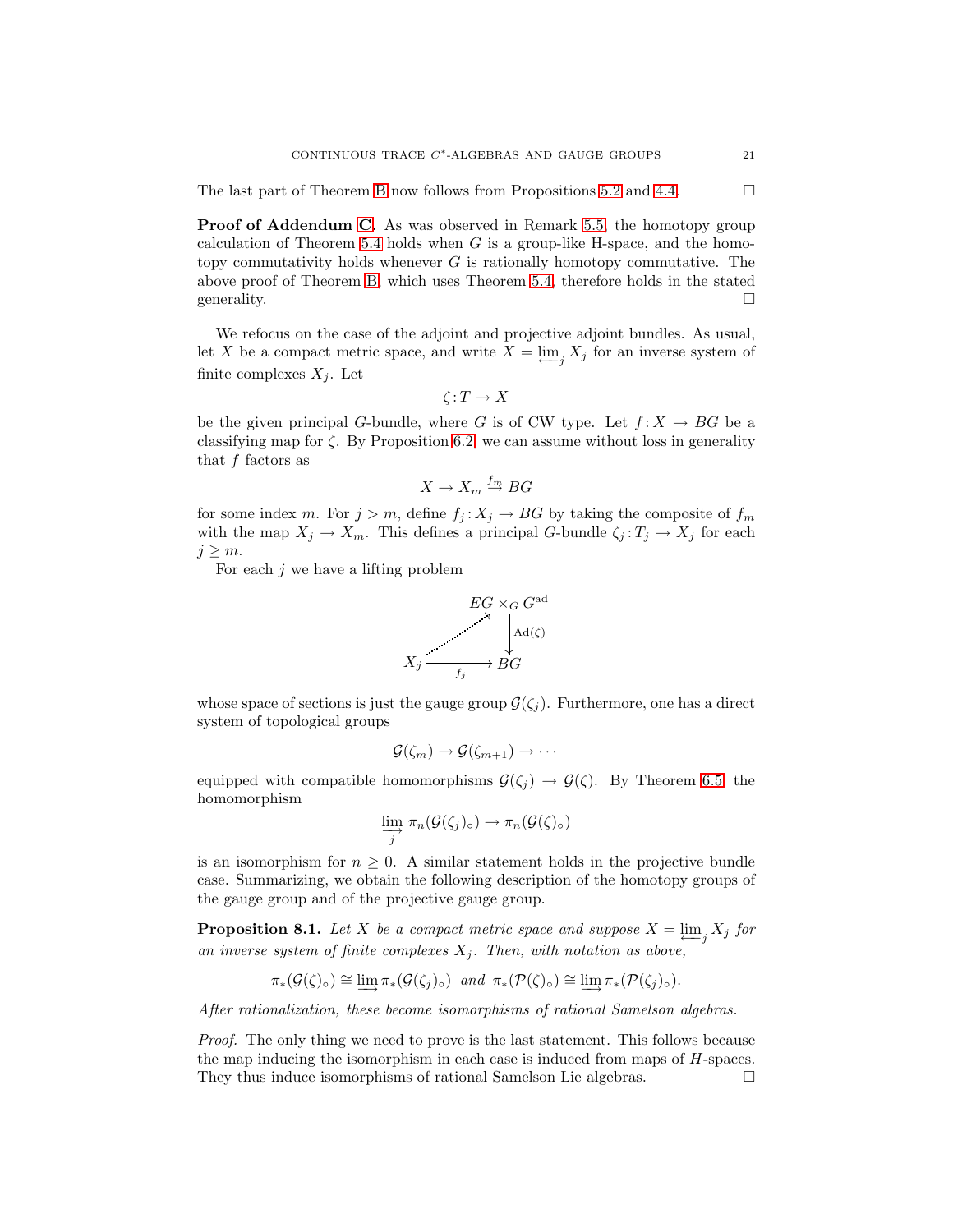The last part of Theorem B now follows from Propositions 5.2 and 4.4. □

**Proof of Addendum C.** As was observed in Remark 5.5, the homotopy group calculation of Theorem 5.4 holds when $G$ is a group-like H-space, and the homotopy commutativity holds whenever $G$ is rationally homotopy commutative. The above proof of Theorem B, which uses Theorem 5.4, therefore holds in the stated generality. □

We refocus on the case of the adjoint and projective adjoint bundles. As usual, let $X$ be a compact metric space, and write $X = \varprojlim_j X_j$ for an inverse system of finite complexes $X_j$. Let

$$\zeta : T \to X$$

be the given principal $G$-bundle, where $G$ is of CW type. Let $f : X \to BG$ be a classifying map for $\zeta$. By Proposition 6.2, we can assume without loss in generality that $f$ factors as

$$X \to X_m \xrightarrow{f_m} BG$$

for some index $m$. For $j > m$, define $f_j : X_j \to BG$ by taking the composite of $f_m$ with the map $X_j \to X_m$. This defines a principal $G$-bundle $\zeta_j : T_j \to X_j$ for each $j \geq m$.

For each $j$ we have a lifting problem

$$\begin{array}{ccc} & & EG \times_G G^{\mathrm{ad}} \\ & \nearrow & \downarrow \mathrm{Ad}(\zeta) \\ X_j & \xrightarrow{f_j} & BG \end{array}$$

whose space of sections is just the gauge group $\mathcal{G}(\zeta_j)$. Furthermore, one has a direct system of topological groups

$$\mathcal{G}(\zeta_m) \to \mathcal{G}(\zeta_{m+1}) \to \cdots$$

equipped with compatible homomorphisms $\mathcal{G}(\zeta_j) \to \mathcal{G}(\zeta)$. By Theorem 6.5, the homomorphism

$$\varinjlim_j \pi_n(\mathcal{G}(\zeta_j)_\circ) \to \pi_n(\mathcal{G}(\zeta)_\circ)$$

is an isomorphism for $n \geq 0$. A similar statement holds in the projective bundle case. Summarizing, we obtain the following description of the homotopy groups of the gauge group and of the projective gauge group.

**Proposition 8.1.** *Let $X$ be a compact metric space and suppose $X = \varprojlim_j X_j$ for an inverse system of finite complexes $X_j$. Then, with notation as above,*

$$\pi_*(\mathcal{G}(\zeta)_\circ) \cong \varinjlim \pi_*(\mathcal{G}(\zeta_j)_\circ) \ \text{ and } \ \pi_*(\mathcal{P}(\zeta)_\circ) \cong \varinjlim \pi_*(\mathcal{P}(\zeta_j)_\circ).$$

*After rationalization, these become isomorphisms of rational Samelson algebras.*

*Proof.* The only thing we need to prove is the last statement. This follows because the map inducing the isomorphism in each case is induced from maps of $H$-spaces. They thus induce isomorphisms of rational Samelson Lie algebras. □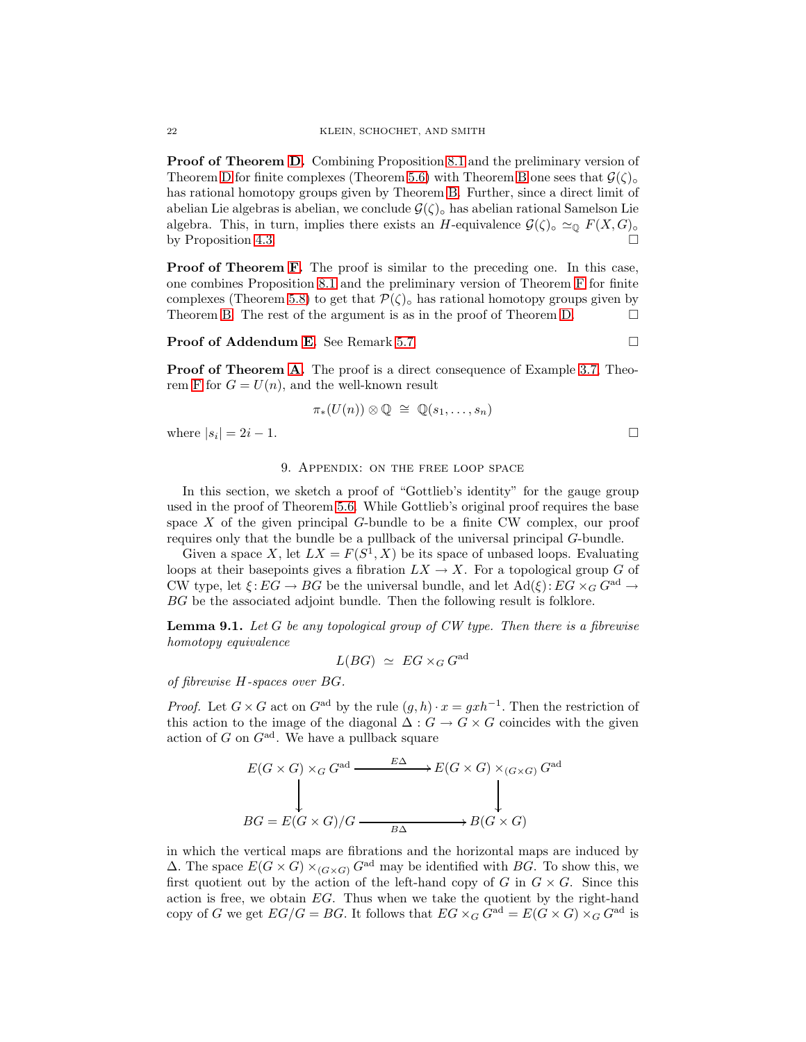**Proof of Theorem D.** Combining Proposition 8.1 and the preliminary version of Theorem D for finite complexes (Theorem 5.6) with Theorem B one sees that $\mathcal{G}(\zeta)_\circ$ has rational homotopy groups given by Theorem B. Further, since a direct limit of abelian Lie algebras is abelian, we conclude $\mathcal{G}(\zeta)_\circ$ has abelian rational Samelson Lie algebra. This, in turn, implies there exists an $H$-equivalence $\mathcal{G}(\zeta)_\circ \simeq_{\mathbb{Q}} F(X, G)_\circ$ by Proposition 4.3. $\square$

**Proof of Theorem F.** The proof is similar to the preceding one. In this case, one combines Proposition 8.1 and the preliminary version of Theorem F for finite complexes (Theorem 5.8) to get that $\mathcal{P}(\zeta)_\circ$ has rational homotopy groups given by Theorem B. The rest of the argument is as in the proof of Theorem D. $\square$

**Proof of Addendum E.** See Remark 5.7 $\square$

**Proof of Theorem A.** The proof is a direct consequence of Example 3.7, Theorem F for $G = U(n)$, and the well-known result

$$\pi_*(U(n)) \otimes \mathbb{Q} \;\cong\; \mathbb{Q}(s_1, \ldots, s_n)$$

where $|s_i| = 2i - 1$. $\square$

## 9. Appendix: on the free loop space

In this section, we sketch a proof of "Gottlieb's identity" for the gauge group used in the proof of Theorem 5.6. While Gottlieb's original proof requires the base space $X$ of the given principal $G$-bundle to be a finite CW complex, our proof requires only that the bundle be a pullback of the universal principal $G$-bundle.

Given a space $X$, let $LX = F(S^1, X)$ be its space of unbased loops. Evaluating loops at their basepoints gives a fibration $LX \to X$. For a topological group $G$ of CW type, let $\xi\colon EG \to BG$ be the universal bundle, and let $\mathrm{Ad}(\xi)\colon EG \times_G G^{\mathrm{ad}} \to BG$ be the associated adjoint bundle. Then the following result is folklore.

**Lemma 9.1.** *Let $G$ be any topological group of CW type. Then there is a fibrewise homotopy equivalence*

$$L(BG) \;\simeq\; EG \times_G G^{\mathrm{ad}}$$

*of fibrewise $H$-spaces over $BG$.*

*Proof.* Let $G \times G$ act on $G^{\mathrm{ad}}$ by the rule $(g, h) \cdot x = gxh^{-1}$. Then the restriction of this action to the image of the diagonal $\Delta : G \to G \times G$ coincides with the given action of $G$ on $G^{\mathrm{ad}}$. We have a pullback square

$$\begin{array}{ccc}
E(G \times G) \times_G G^{\mathrm{ad}} & \xrightarrow{E\Delta} & E(G \times G) \times_{(G \times G)} G^{\mathrm{ad}} \\
\big\downarrow & & \big\downarrow \\
BG = E(G \times G)/G & \xrightarrow[B\Delta]{} & B(G \times G)
\end{array}$$

in which the vertical maps are fibrations and the horizontal maps are induced by $\Delta$. The space $E(G \times G) \times_{(G \times G)} G^{\mathrm{ad}}$ may be identified with $BG$. To show this, we first quotient out by the action of the left-hand copy of $G$ in $G \times G$. Since this action is free, we obtain $EG$. Thus when we take the quotient by the right-hand copy of $G$ we get $EG/G = BG$. It follows that $EG \times_G G^{\mathrm{ad}} = E(G \times G) \times_G G^{\mathrm{ad}}$ is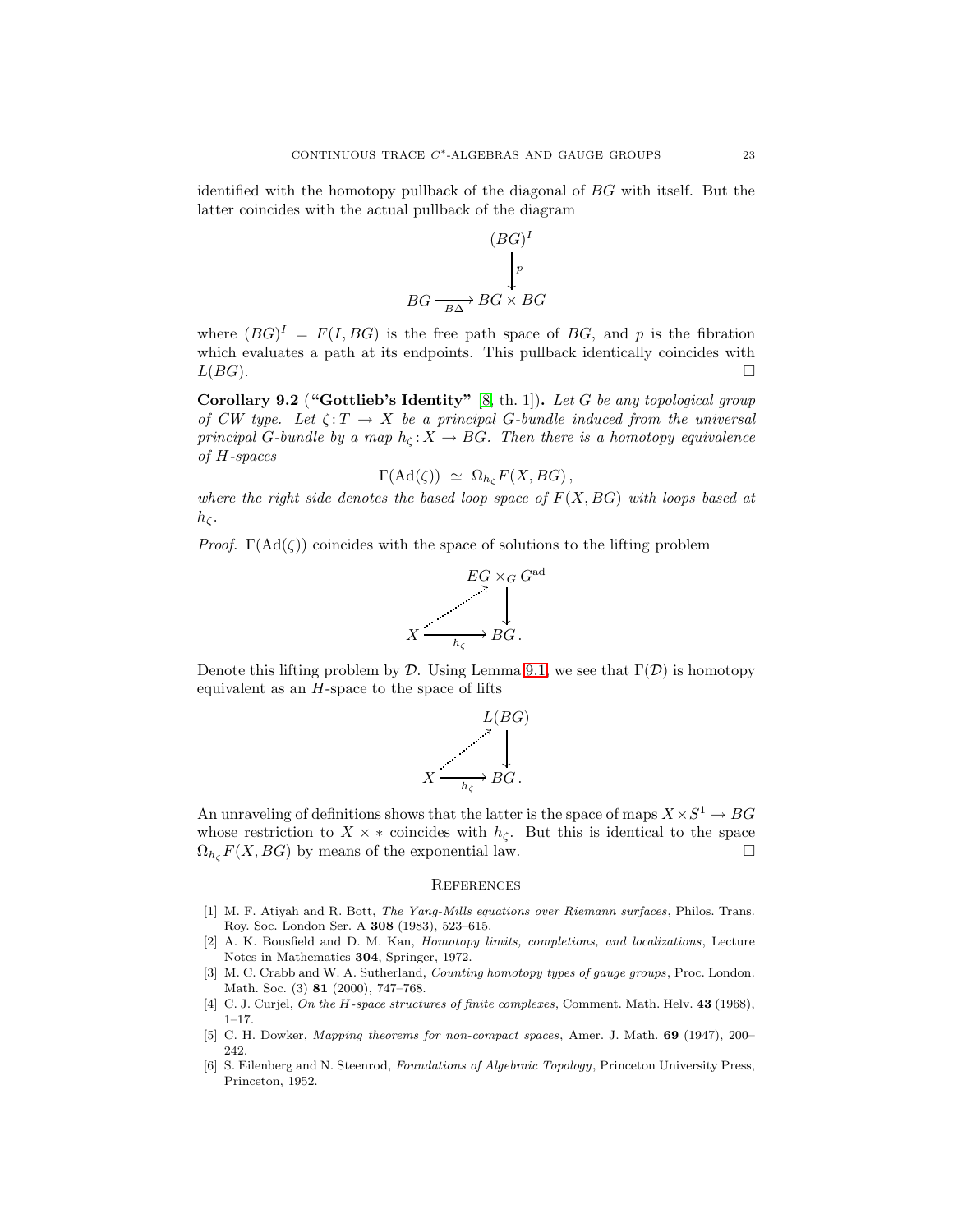identified with the homotopy pullback of the diagonal of $BG$ with itself. But the latter coincides with the actual pullback of the diagram

$$\begin{array}{ccc} & & (BG)^I \\ & & \downarrow p \\ BG & \xrightarrow{B\Delta} & BG \times BG \end{array}$$

where $(BG)^I = F(I, BG)$ is the free path space of $BG$, and $p$ is the fibration which evaluates a path at its endpoints. This pullback identically coincides with $L(BG)$. □

**Corollary 9.2** (**"Gottlieb's Identity"** [8, th. 1]). *Let $G$ be any topological group of CW type. Let $\zeta\colon T \to X$ be a principal $G$-bundle induced from the universal principal $G$-bundle by a map $h_\zeta\colon X \to BG$. Then there is a homotopy equivalence of $H$-spaces*

$$\Gamma(\mathrm{Ad}(\zeta)) \;\simeq\; \Omega_{h_\zeta} F(X, BG)\,,$$

*where the right side denotes the based loop space of $F(X, BG)$ with loops based at $h_\zeta$.*

*Proof.* $\Gamma(\mathrm{Ad}(\zeta))$ coincides with the space of solutions to the lifting problem

$$\begin{array}{ccc} & & EG \times_G G^{\mathrm{ad}} \\ & \nearrow & \downarrow \\ X & \xrightarrow{h_\zeta} & BG\,. \end{array}$$

Denote this lifting problem by $\mathcal{D}$. Using Lemma 9.1, we see that $\Gamma(\mathcal{D})$ is homotopy equivalent as an $H$-space to the space of lifts

$$\begin{array}{ccc} & & L(BG) \\ & \nearrow & \downarrow \\ X & \xrightarrow{h_\zeta} & BG\,. \end{array}$$

An unraveling of definitions shows that the latter is the space of maps $X \times S^1 \to BG$ whose restriction to $X \times *$ coincides with $h_\zeta$. But this is identical to the space $\Omega_{h_\zeta} F(X, BG)$ by means of the exponential law. □

## References

[1] M. F. Atiyah and R. Bott, *The Yang-Mills equations over Riemann surfaces*, Philos. Trans. Roy. Soc. London Ser. A **308** (1983), 523–615.

[2] A. K. Bousfield and D. M. Kan, *Homotopy limits, completions, and localizations*, Lecture Notes in Mathematics **304**, Springer, 1972.

[3] M. C. Crabb and W. A. Sutherland, *Counting homotopy types of gauge groups*, Proc. London. Math. Soc. (3) **81** (2000), 747–768.

[4] C. J. Curjel, *On the H-space structures of finite complexes*, Comment. Math. Helv. **43** (1968), 1–17.

[5] C. H. Dowker, *Mapping theorems for non-compact spaces*, Amer. J. Math. **69** (1947), 200–242.

[6] S. Eilenberg and N. Steenrod, *Foundations of Algebraic Topology*, Princeton University Press, Princeton, 1952.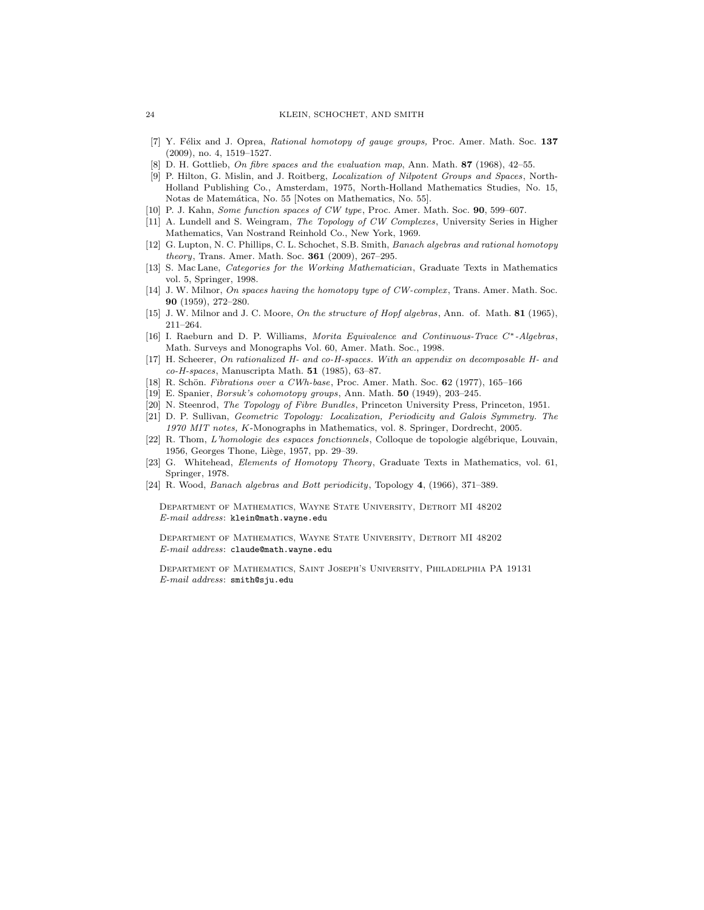[7] Y. Félix and J. Oprea, *Rational homotopy of gauge groups,* Proc. Amer. Math. Soc. **137** (2009), no. 4, 1519–1527.

[8] D. H. Gottlieb, *On fibre spaces and the evaluation map*, Ann. Math. **87** (1968), 42–55.

[9] P. Hilton, G. Mislin, and J. Roitberg, *Localization of Nilpotent Groups and Spaces*, North-Holland Publishing Co., Amsterdam, 1975, North-Holland Mathematics Studies, No. 15, Notas de Matemática, No. 55 [Notes on Mathematics, No. 55].

[10] P. J. Kahn, *Some function spaces of CW type*, Proc. Amer. Math. Soc. **90**, 599–607.

[11] A. Lundell and S. Weingram, *The Topology of CW Complexes*, University Series in Higher Mathematics, Van Nostrand Reinhold Co., New York, 1969.

[12] G. Lupton, N. C. Phillips, C. L. Schochet, S.B. Smith, *Banach algebras and rational homotopy theory*, Trans. Amer. Math. Soc. **361** (2009), 267–295.

[13] S. Mac Lane, *Categories for the Working Mathematician*, Graduate Texts in Mathematics vol. 5, Springer, 1998.

[14] J. W. Milnor, *On spaces having the homotopy type of CW-complex*, Trans. Amer. Math. Soc. **90** (1959), 272–280.

[15] J. W. Milnor and J. C. Moore, *On the structure of Hopf algebras*, Ann. of. Math. **81** (1965), 211–264.

[16] I. Raeburn and D. P. Williams, *Morita Equivalence and Continuous-Trace $C^*$-Algebras*, Math. Surveys and Monographs Vol. 60, Amer. Math. Soc., 1998.

[17] H. Scheerer, *On rationalized H- and co-H-spaces. With an appendix on decomposable H- and co-H-spaces*, Manuscripta Math. **51** (1985), 63–87.

[18] R. Schön. *Fibrations over a CWh-base*, Proc. Amer. Math. Soc. **6**2 (1977), 165–166

[19] E. Spanier, *Borsuk's cohomotopy groups*, Ann. Math. **50** (1949), 203–245.

[20] N. Steenrod, *The Topology of Fibre Bundles*, Princeton University Press, Princeton, 1951.

[21] D. P. Sullivan, *Geometric Topology: Localization, Periodicity and Galois Symmetry. The 1970 MIT notes, K*-Monographs in Mathematics, vol. 8. Springer, Dordrecht, 2005.

[22] R. Thom, *L'homologie des espaces fonctionnels*, Colloque de topologie algébrique, Louvain, 1956, Georges Thone, Liège, 1957, pp. 29–39.

[23] G. Whitehead, *Elements of Homotopy Theory*, Graduate Texts in Mathematics, vol. 61, Springer, 1978.

[24] R. Wood, *Banach algebras and Bott periodicity*, Topology **4**, (1966), 371–389.

Department of Mathematics, Wayne State University, Detroit MI 48202
*E-mail address*: klein@math.wayne.edu

Department of Mathematics, Wayne State University, Detroit MI 48202
*E-mail address*: claude@math.wayne.edu

Department of Mathematics, Saint Joseph's University, Philadelphia PA 19131
*E-mail address*: smith@sju.edu